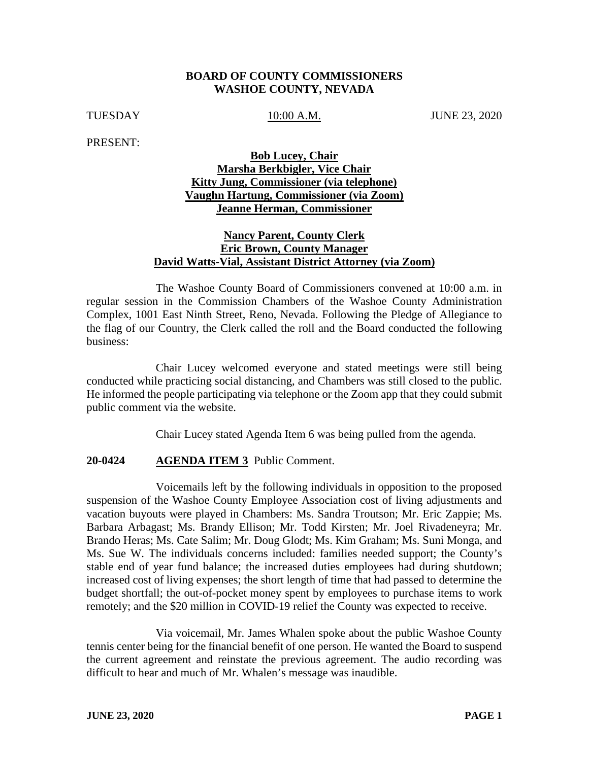**BOARD OF COUNTY COMMISSIONERS**
**WASHOE COUNTY, NEVADA**

TUESDAY 10:00 A.M. JUNE 23, 2020

PRESENT:

**Bob Lucey, Chair**
**Marsha Berkbigler, Vice Chair**
**Kitty Jung, Commissioner (via telephone)**
**Vaughn Hartung, Commissioner (via Zoom)**
**Jeanne Herman, Commissioner**

**Nancy Parent, County Clerk**
**Eric Brown, County Manager**
**David Watts-Vial, Assistant District Attorney (via Zoom)**

The Washoe County Board of Commissioners convened at 10:00 a.m. in regular session in the Commission Chambers of the Washoe County Administration Complex, 1001 East Ninth Street, Reno, Nevada. Following the Pledge of Allegiance to the flag of our Country, the Clerk called the roll and the Board conducted the following business:

Chair Lucey welcomed everyone and stated meetings were still being conducted while practicing social distancing, and Chambers was still closed to the public. He informed the people participating via telephone or the Zoom app that they could submit public comment via the website.

Chair Lucey stated Agenda Item 6 was being pulled from the agenda.

**20-0424 AGENDA ITEM 3** Public Comment.

Voicemails left by the following individuals in opposition to the proposed suspension of the Washoe County Employee Association cost of living adjustments and vacation buyouts were played in Chambers: Ms. Sandra Troutson; Mr. Eric Zappie; Ms. Barbara Arbagast; Ms. Brandy Ellison; Mr. Todd Kirsten; Mr. Joel Rivadeneyra; Mr. Brando Heras; Ms. Cate Salim; Mr. Doug Glodt; Ms. Kim Graham; Ms. Suni Monga, and Ms. Sue W. The individuals concerns included: families needed support; the County's stable end of year fund balance; the increased duties employees had during shutdown; increased cost of living expenses; the short length of time that had passed to determine the budget shortfall; the out-of-pocket money spent by employees to purchase items to work remotely; and the $20 million in COVID-19 relief the County was expected to receive.

Via voicemail, Mr. James Whalen spoke about the public Washoe County tennis center being for the financial benefit of one person. He wanted the Board to suspend the current agreement and reinstate the previous agreement. The audio recording was difficult to hear and much of Mr. Whalen's message was inaudible.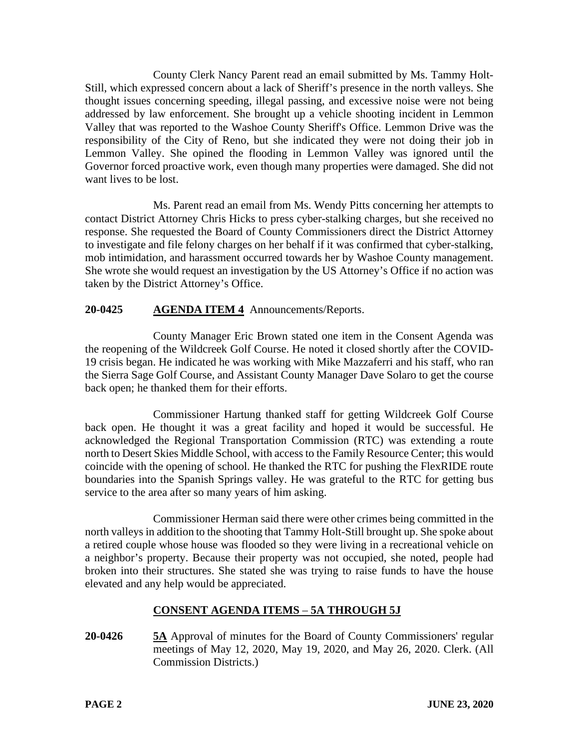County Clerk Nancy Parent read an email submitted by Ms. Tammy Holt-Still, which expressed concern about a lack of Sheriff's presence in the north valleys. She thought issues concerning speeding, illegal passing, and excessive noise were not being addressed by law enforcement. She brought up a vehicle shooting incident in Lemmon Valley that was reported to the Washoe County Sheriff's Office. Lemmon Drive was the responsibility of the City of Reno, but she indicated they were not doing their job in Lemmon Valley. She opined the flooding in Lemmon Valley was ignored until the Governor forced proactive work, even though many properties were damaged. She did not want lives to be lost.

Ms. Parent read an email from Ms. Wendy Pitts concerning her attempts to contact District Attorney Chris Hicks to press cyber-stalking charges, but she received no response. She requested the Board of County Commissioners direct the District Attorney to investigate and file felony charges on her behalf if it was confirmed that cyber-stalking, mob intimidation, and harassment occurred towards her by Washoe County management. She wrote she would request an investigation by the US Attorney's Office if no action was taken by the District Attorney's Office.

**20-0425 AGENDA ITEM 4** Announcements/Reports.

County Manager Eric Brown stated one item in the Consent Agenda was the reopening of the Wildcreek Golf Course. He noted it closed shortly after the COVID-19 crisis began. He indicated he was working with Mike Mazzaferri and his staff, who ran the Sierra Sage Golf Course, and Assistant County Manager Dave Solaro to get the course back open; he thanked them for their efforts.

Commissioner Hartung thanked staff for getting Wildcreek Golf Course back open. He thought it was a great facility and hoped it would be successful. He acknowledged the Regional Transportation Commission (RTC) was extending a route north to Desert Skies Middle School, with access to the Family Resource Center; this would coincide with the opening of school. He thanked the RTC for pushing the FlexRIDE route boundaries into the Spanish Springs valley. He was grateful to the RTC for getting bus service to the area after so many years of him asking.

Commissioner Herman said there were other crimes being committed in the north valleys in addition to the shooting that Tammy Holt-Still brought up. She spoke about a retired couple whose house was flooded so they were living in a recreational vehicle on a neighbor's property. Because their property was not occupied, she noted, people had broken into their structures. She stated she was trying to raise funds to have the house elevated and any help would be appreciated.

## CONSENT AGENDA ITEMS – 5A THROUGH 5J

**20-0426 5A** Approval of minutes for the Board of County Commissioners' regular meetings of May 12, 2020, May 19, 2020, and May 26, 2020. Clerk. (All Commission Districts.)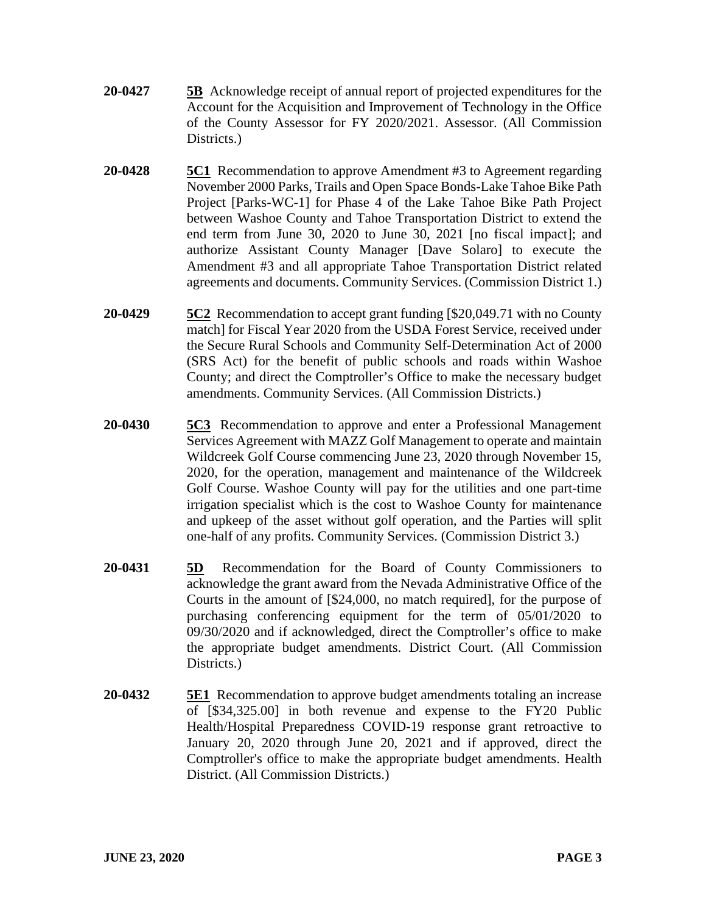**20-0427** **5B** Acknowledge receipt of annual report of projected expenditures for the Account for the Acquisition and Improvement of Technology in the Office of the County Assessor for FY 2020/2021. Assessor. (All Commission Districts.)

**20-0428** **5C1** Recommendation to approve Amendment #3 to Agreement regarding November 2000 Parks, Trails and Open Space Bonds-Lake Tahoe Bike Path Project [Parks-WC-1] for Phase 4 of the Lake Tahoe Bike Path Project between Washoe County and Tahoe Transportation District to extend the end term from June 30, 2020 to June 30, 2021 [no fiscal impact]; and authorize Assistant County Manager [Dave Solaro] to execute the Amendment #3 and all appropriate Tahoe Transportation District related agreements and documents. Community Services. (Commission District 1.)

**20-0429** **5C2** Recommendation to accept grant funding [$20,049.71 with no County match] for Fiscal Year 2020 from the USDA Forest Service, received under the Secure Rural Schools and Community Self-Determination Act of 2000 (SRS Act) for the benefit of public schools and roads within Washoe County; and direct the Comptroller's Office to make the necessary budget amendments. Community Services. (All Commission Districts.)

**20-0430** **5C3** Recommendation to approve and enter a Professional Management Services Agreement with MAZZ Golf Management to operate and maintain Wildcreek Golf Course commencing June 23, 2020 through November 15, 2020, for the operation, management and maintenance of the Wildcreek Golf Course. Washoe County will pay for the utilities and one part-time irrigation specialist which is the cost to Washoe County for maintenance and upkeep of the asset without golf operation, and the Parties will split one-half of any profits. Community Services. (Commission District 3.)

**20-0431** **5D** Recommendation for the Board of County Commissioners to acknowledge the grant award from the Nevada Administrative Office of the Courts in the amount of [$24,000, no match required], for the purpose of purchasing conferencing equipment for the term of 05/01/2020 to 09/30/2020 and if acknowledged, direct the Comptroller's office to make the appropriate budget amendments. District Court. (All Commission Districts.)

**20-0432** **5E1** Recommendation to approve budget amendments totaling an increase of [$34,325.00] in both revenue and expense to the FY20 Public Health/Hospital Preparedness COVID-19 response grant retroactive to January 20, 2020 through June 20, 2021 and if approved, direct the Comptroller's office to make the appropriate budget amendments. Health District. (All Commission Districts.)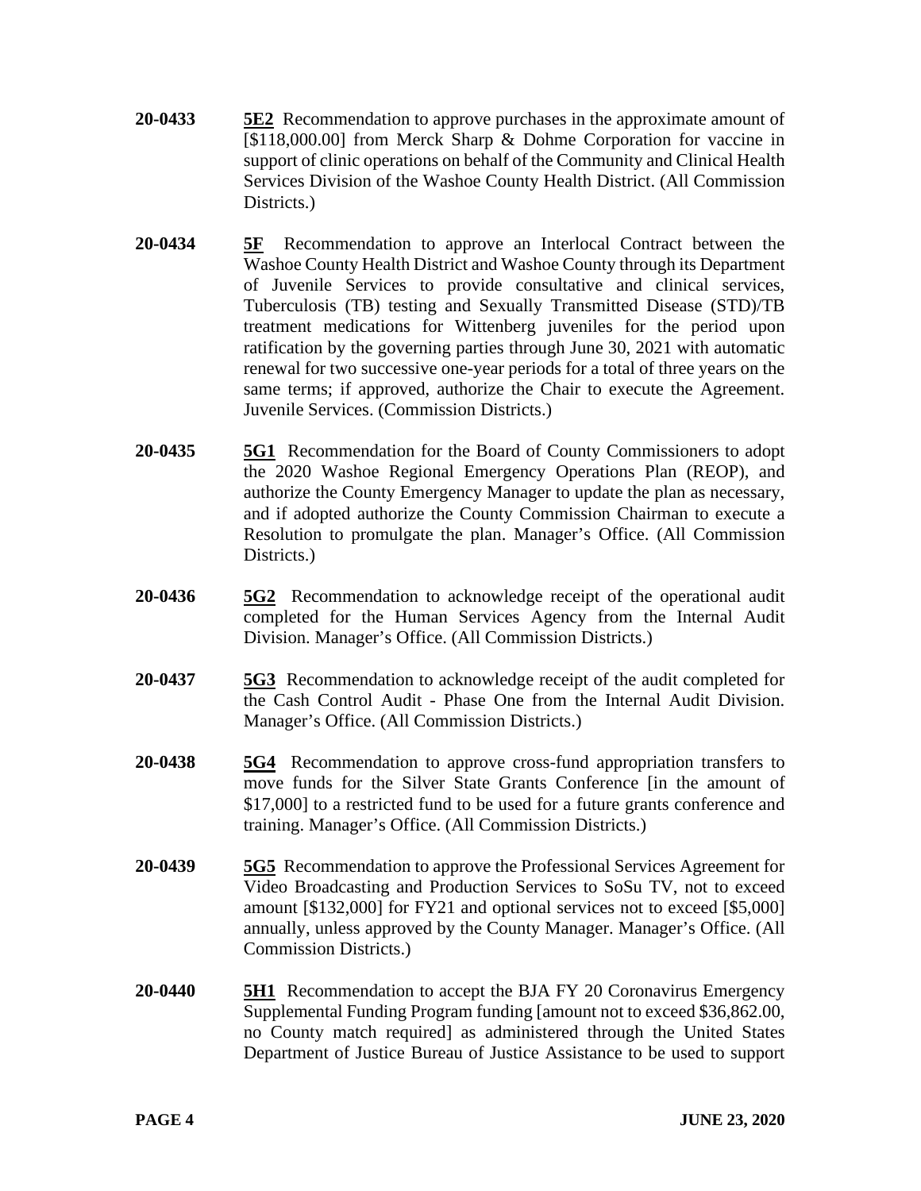**20-0433** **5E2** Recommendation to approve purchases in the approximate amount of [$118,000.00] from Merck Sharp & Dohme Corporation for vaccine in support of clinic operations on behalf of the Community and Clinical Health Services Division of the Washoe County Health District. (All Commission Districts.)

**20-0434** **5F** Recommendation to approve an Interlocal Contract between the Washoe County Health District and Washoe County through its Department of Juvenile Services to provide consultative and clinical services, Tuberculosis (TB) testing and Sexually Transmitted Disease (STD)/TB treatment medications for Wittenberg juveniles for the period upon ratification by the governing parties through June 30, 2021 with automatic renewal for two successive one-year periods for a total of three years on the same terms; if approved, authorize the Chair to execute the Agreement. Juvenile Services. (Commission Districts.)

**20-0435** **5G1** Recommendation for the Board of County Commissioners to adopt the 2020 Washoe Regional Emergency Operations Plan (REOP), and authorize the County Emergency Manager to update the plan as necessary, and if adopted authorize the County Commission Chairman to execute a Resolution to promulgate the plan. Manager's Office. (All Commission Districts.)

**20-0436** **5G2** Recommendation to acknowledge receipt of the operational audit completed for the Human Services Agency from the Internal Audit Division. Manager's Office. (All Commission Districts.)

**20-0437** **5G3** Recommendation to acknowledge receipt of the audit completed for the Cash Control Audit - Phase One from the Internal Audit Division. Manager's Office. (All Commission Districts.)

**20-0438** **5G4** Recommendation to approve cross-fund appropriation transfers to move funds for the Silver State Grants Conference [in the amount of $17,000] to a restricted fund to be used for a future grants conference and training. Manager's Office. (All Commission Districts.)

**20-0439** **5G5** Recommendation to approve the Professional Services Agreement for Video Broadcasting and Production Services to SoSu TV, not to exceed amount [$132,000] for FY21 and optional services not to exceed [$5,000] annually, unless approved by the County Manager. Manager's Office. (All Commission Districts.)

**20-0440** **5H1** Recommendation to accept the BJA FY 20 Coronavirus Emergency Supplemental Funding Program funding [amount not to exceed $36,862.00, no County match required] as administered through the United States Department of Justice Bureau of Justice Assistance to be used to support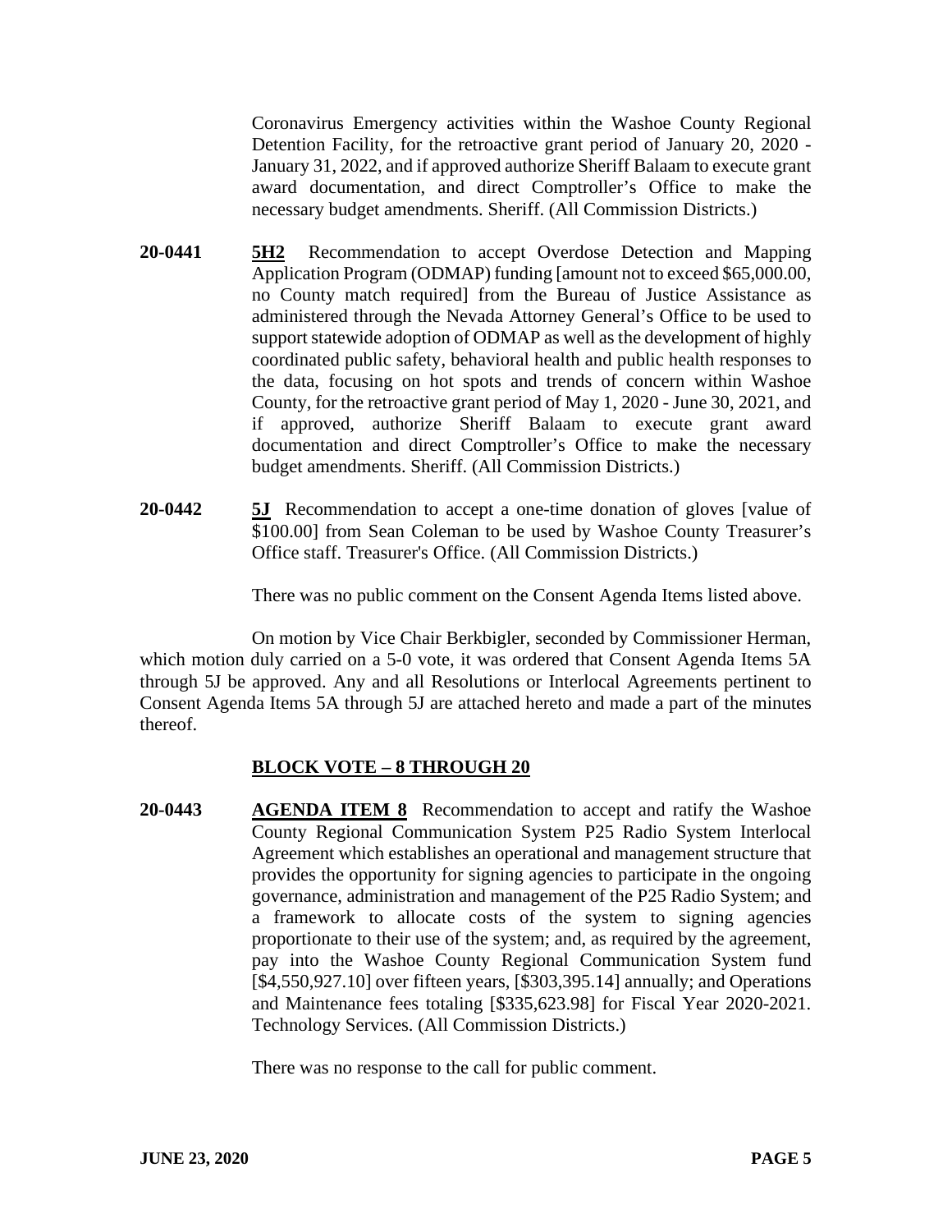Coronavirus Emergency activities within the Washoe County Regional Detention Facility, for the retroactive grant period of January 20, 2020 - January 31, 2022, and if approved authorize Sheriff Balaam to execute grant award documentation, and direct Comptroller's Office to make the necessary budget amendments. Sheriff. (All Commission Districts.)

**20-0441** **5H2** Recommendation to accept Overdose Detection and Mapping Application Program (ODMAP) funding [amount not to exceed $65,000.00, no County match required] from the Bureau of Justice Assistance as administered through the Nevada Attorney General's Office to be used to support statewide adoption of ODMAP as well as the development of highly coordinated public safety, behavioral health and public health responses to the data, focusing on hot spots and trends of concern within Washoe County, for the retroactive grant period of May 1, 2020 - June 30, 2021, and if approved, authorize Sheriff Balaam to execute grant award documentation and direct Comptroller's Office to make the necessary budget amendments. Sheriff. (All Commission Districts.)

**20-0442** **5J** Recommendation to accept a one-time donation of gloves [value of $100.00] from Sean Coleman to be used by Washoe County Treasurer's Office staff. Treasurer's Office. (All Commission Districts.)

There was no public comment on the Consent Agenda Items listed above.

On motion by Vice Chair Berkbigler, seconded by Commissioner Herman, which motion duly carried on a 5-0 vote, it was ordered that Consent Agenda Items 5A through 5J be approved. Any and all Resolutions or Interlocal Agreements pertinent to Consent Agenda Items 5A through 5J are attached hereto and made a part of the minutes thereof.

## BLOCK VOTE – 8 THROUGH 20

**20-0443** **AGENDA ITEM 8** Recommendation to accept and ratify the Washoe County Regional Communication System P25 Radio System Interlocal Agreement which establishes an operational and management structure that provides the opportunity for signing agencies to participate in the ongoing governance, administration and management of the P25 Radio System; and a framework to allocate costs of the system to signing agencies proportionate to their use of the system; and, as required by the agreement, pay into the Washoe County Regional Communication System fund [$4,550,927.10] over fifteen years, [$303,395.14] annually; and Operations and Maintenance fees totaling [$335,623.98] for Fiscal Year 2020-2021. Technology Services. (All Commission Districts.)

There was no response to the call for public comment.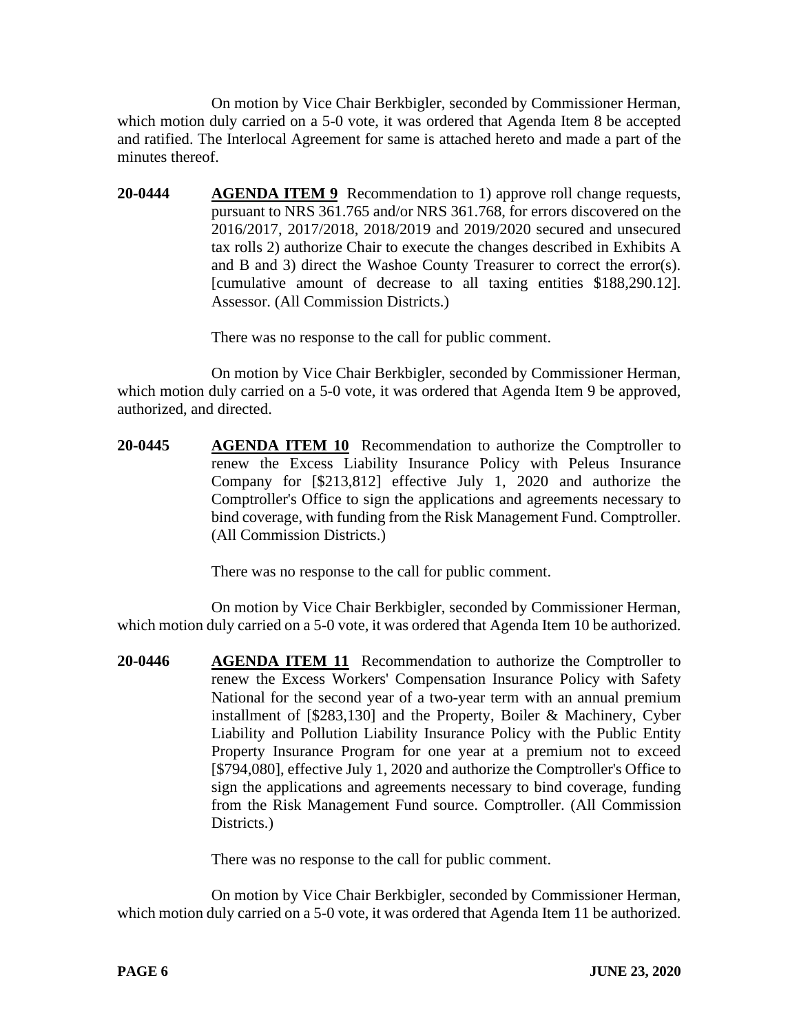On motion by Vice Chair Berkbigler, seconded by Commissioner Herman, which motion duly carried on a 5-0 vote, it was ordered that Agenda Item 8 be accepted and ratified. The Interlocal Agreement for same is attached hereto and made a part of the minutes thereof.

**20-0444** **AGENDA ITEM 9** Recommendation to 1) approve roll change requests, pursuant to NRS 361.765 and/or NRS 361.768, for errors discovered on the 2016/2017, 2017/2018, 2018/2019 and 2019/2020 secured and unsecured tax rolls 2) authorize Chair to execute the changes described in Exhibits A and B and 3) direct the Washoe County Treasurer to correct the error(s). [cumulative amount of decrease to all taxing entities $188,290.12]. Assessor. (All Commission Districts.)

There was no response to the call for public comment.

On motion by Vice Chair Berkbigler, seconded by Commissioner Herman, which motion duly carried on a 5-0 vote, it was ordered that Agenda Item 9 be approved, authorized, and directed.

**20-0445** **AGENDA ITEM 10** Recommendation to authorize the Comptroller to renew the Excess Liability Insurance Policy with Peleus Insurance Company for [$213,812] effective July 1, 2020 and authorize the Comptroller's Office to sign the applications and agreements necessary to bind coverage, with funding from the Risk Management Fund. Comptroller. (All Commission Districts.)

There was no response to the call for public comment.

On motion by Vice Chair Berkbigler, seconded by Commissioner Herman, which motion duly carried on a 5-0 vote, it was ordered that Agenda Item 10 be authorized.

**20-0446** **AGENDA ITEM 11** Recommendation to authorize the Comptroller to renew the Excess Workers' Compensation Insurance Policy with Safety National for the second year of a two-year term with an annual premium installment of [$283,130] and the Property, Boiler & Machinery, Cyber Liability and Pollution Liability Insurance Policy with the Public Entity Property Insurance Program for one year at a premium not to exceed [$794,080], effective July 1, 2020 and authorize the Comptroller's Office to sign the applications and agreements necessary to bind coverage, funding from the Risk Management Fund source. Comptroller. (All Commission Districts.)

There was no response to the call for public comment.

On motion by Vice Chair Berkbigler, seconded by Commissioner Herman, which motion duly carried on a 5-0 vote, it was ordered that Agenda Item 11 be authorized.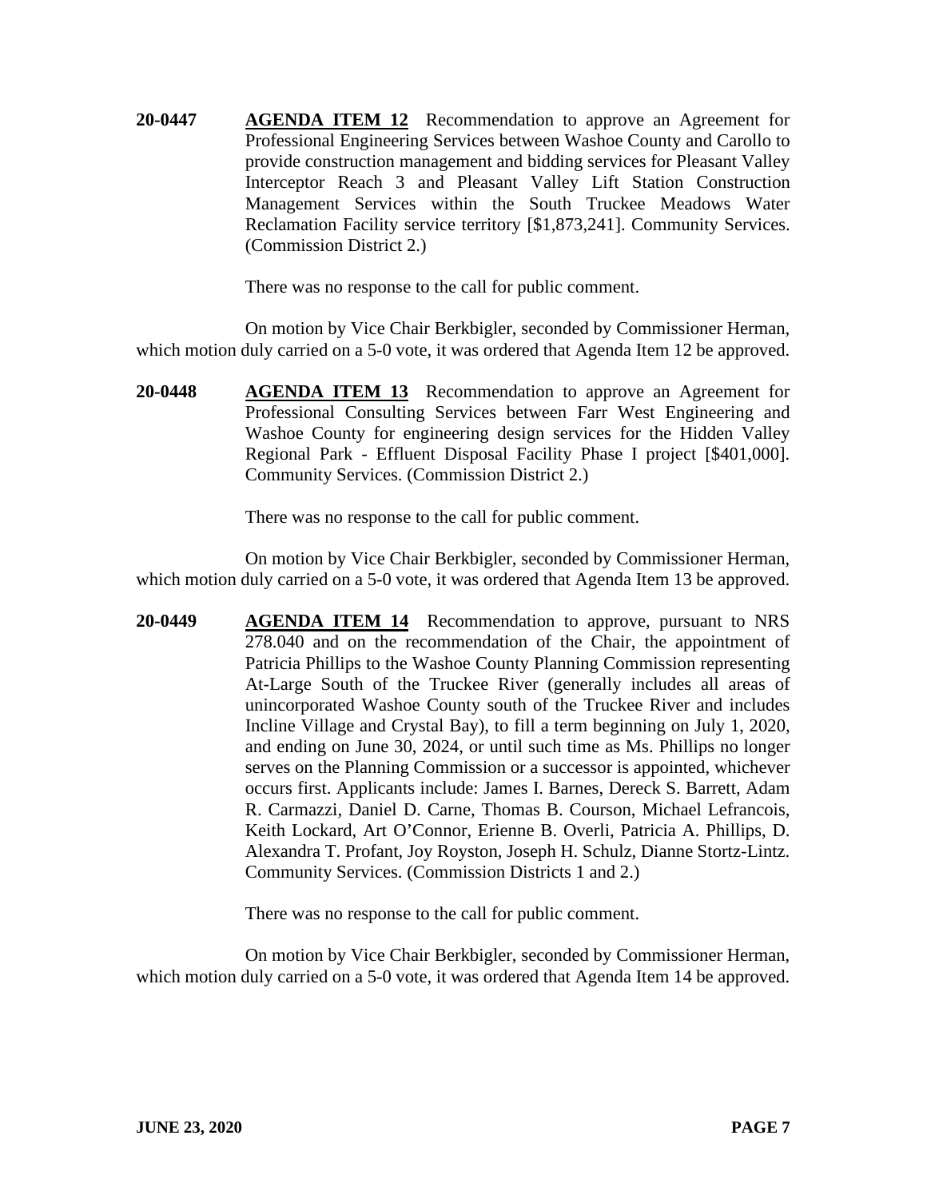**20-0447** **AGENDA ITEM 12** Recommendation to approve an Agreement for Professional Engineering Services between Washoe County and Carollo to provide construction management and bidding services for Pleasant Valley Interceptor Reach 3 and Pleasant Valley Lift Station Construction Management Services within the South Truckee Meadows Water Reclamation Facility service territory [$1,873,241]. Community Services. (Commission District 2.)

There was no response to the call for public comment.

On motion by Vice Chair Berkbigler, seconded by Commissioner Herman, which motion duly carried on a 5-0 vote, it was ordered that Agenda Item 12 be approved.

**20-0448** **AGENDA ITEM 13** Recommendation to approve an Agreement for Professional Consulting Services between Farr West Engineering and Washoe County for engineering design services for the Hidden Valley Regional Park - Effluent Disposal Facility Phase I project [$401,000]. Community Services. (Commission District 2.)

There was no response to the call for public comment.

On motion by Vice Chair Berkbigler, seconded by Commissioner Herman, which motion duly carried on a 5-0 vote, it was ordered that Agenda Item 13 be approved.

**20-0449** **AGENDA ITEM 14** Recommendation to approve, pursuant to NRS 278.040 and on the recommendation of the Chair, the appointment of Patricia Phillips to the Washoe County Planning Commission representing At-Large South of the Truckee River (generally includes all areas of unincorporated Washoe County south of the Truckee River and includes Incline Village and Crystal Bay), to fill a term beginning on July 1, 2020, and ending on June 30, 2024, or until such time as Ms. Phillips no longer serves on the Planning Commission or a successor is appointed, whichever occurs first. Applicants include: James I. Barnes, Dereck S. Barrett, Adam R. Carmazzi, Daniel D. Carne, Thomas B. Courson, Michael Lefrancois, Keith Lockard, Art O'Connor, Erienne B. Overli, Patricia A. Phillips, D. Alexandra T. Profant, Joy Royston, Joseph H. Schulz, Dianne Stortz-Lintz. Community Services. (Commission Districts 1 and 2.)

There was no response to the call for public comment.

On motion by Vice Chair Berkbigler, seconded by Commissioner Herman, which motion duly carried on a 5-0 vote, it was ordered that Agenda Item 14 be approved.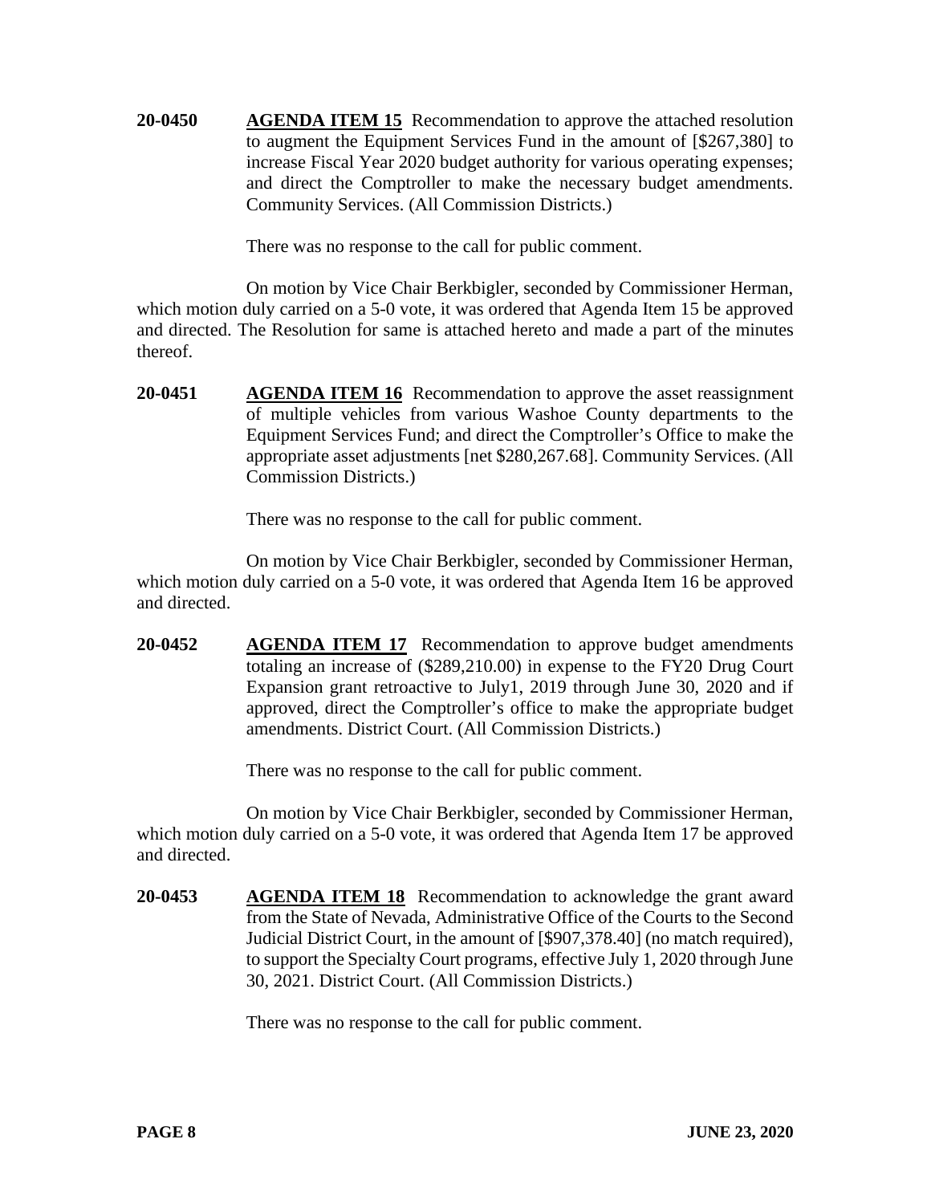**20-0450** **<u>AGENDA ITEM 15</u>** Recommendation to approve the attached resolution to augment the Equipment Services Fund in the amount of [$267,380] to increase Fiscal Year 2020 budget authority for various operating expenses; and direct the Comptroller to make the necessary budget amendments. Community Services. (All Commission Districts.)

There was no response to the call for public comment.

On motion by Vice Chair Berkbigler, seconded by Commissioner Herman, which motion duly carried on a 5-0 vote, it was ordered that Agenda Item 15 be approved and directed. The Resolution for same is attached hereto and made a part of the minutes thereof.

**20-0451** **<u>AGENDA ITEM 16</u>** Recommendation to approve the asset reassignment of multiple vehicles from various Washoe County departments to the Equipment Services Fund; and direct the Comptroller's Office to make the appropriate asset adjustments [net $280,267.68]. Community Services. (All Commission Districts.)

There was no response to the call for public comment.

On motion by Vice Chair Berkbigler, seconded by Commissioner Herman, which motion duly carried on a 5-0 vote, it was ordered that Agenda Item 16 be approved and directed.

**20-0452** **<u>AGENDA ITEM 17</u>** Recommendation to approve budget amendments totaling an increase of ($289,210.00) in expense to the FY20 Drug Court Expansion grant retroactive to July1, 2019 through June 30, 2020 and if approved, direct the Comptroller's office to make the appropriate budget amendments. District Court. (All Commission Districts.)

There was no response to the call for public comment.

On motion by Vice Chair Berkbigler, seconded by Commissioner Herman, which motion duly carried on a 5-0 vote, it was ordered that Agenda Item 17 be approved and directed.

**20-0453** **<u>AGENDA ITEM 18</u>** Recommendation to acknowledge the grant award from the State of Nevada, Administrative Office of the Courts to the Second Judicial District Court, in the amount of [$907,378.40] (no match required), to support the Specialty Court programs, effective July 1, 2020 through June 30, 2021. District Court. (All Commission Districts.)

There was no response to the call for public comment.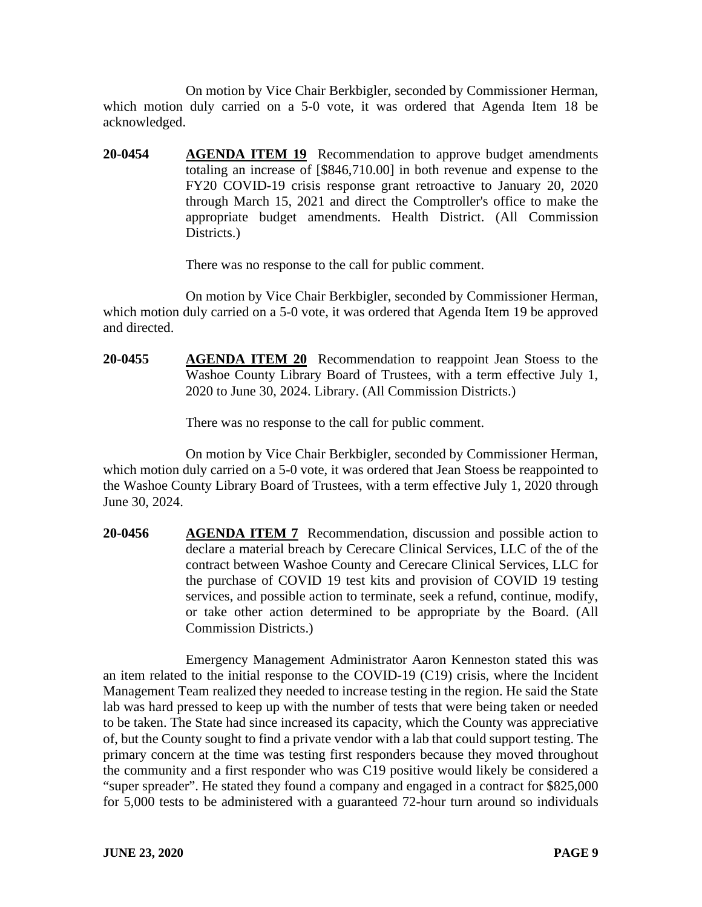On motion by Vice Chair Berkbigler, seconded by Commissioner Herman, which motion duly carried on a 5-0 vote, it was ordered that Agenda Item 18 be acknowledged.

**20-0454** **AGENDA ITEM 19** Recommendation to approve budget amendments totaling an increase of [$846,710.00] in both revenue and expense to the FY20 COVID-19 crisis response grant retroactive to January 20, 2020 through March 15, 2021 and direct the Comptroller's office to make the appropriate budget amendments. Health District. (All Commission Districts.)

There was no response to the call for public comment.

On motion by Vice Chair Berkbigler, seconded by Commissioner Herman, which motion duly carried on a 5-0 vote, it was ordered that Agenda Item 19 be approved and directed.

**20-0455** **AGENDA ITEM 20** Recommendation to reappoint Jean Stoess to the Washoe County Library Board of Trustees, with a term effective July 1, 2020 to June 30, 2024. Library. (All Commission Districts.)

There was no response to the call for public comment.

On motion by Vice Chair Berkbigler, seconded by Commissioner Herman, which motion duly carried on a 5-0 vote, it was ordered that Jean Stoess be reappointed to the Washoe County Library Board of Trustees, with a term effective July 1, 2020 through June 30, 2024.

**20-0456** **AGENDA ITEM 7** Recommendation, discussion and possible action to declare a material breach by Cerecare Clinical Services, LLC of the of the contract between Washoe County and Cerecare Clinical Services, LLC for the purchase of COVID 19 test kits and provision of COVID 19 testing services, and possible action to terminate, seek a refund, continue, modify, or take other action determined to be appropriate by the Board. (All Commission Districts.)

Emergency Management Administrator Aaron Kenneston stated this was an item related to the initial response to the COVID-19 (C19) crisis, where the Incident Management Team realized they needed to increase testing in the region. He said the State lab was hard pressed to keep up with the number of tests that were being taken or needed to be taken. The State had since increased its capacity, which the County was appreciative of, but the County sought to find a private vendor with a lab that could support testing. The primary concern at the time was testing first responders because they moved throughout the community and a first responder who was C19 positive would likely be considered a "super spreader". He stated they found a company and engaged in a contract for $825,000 for 5,000 tests to be administered with a guaranteed 72-hour turn around so individuals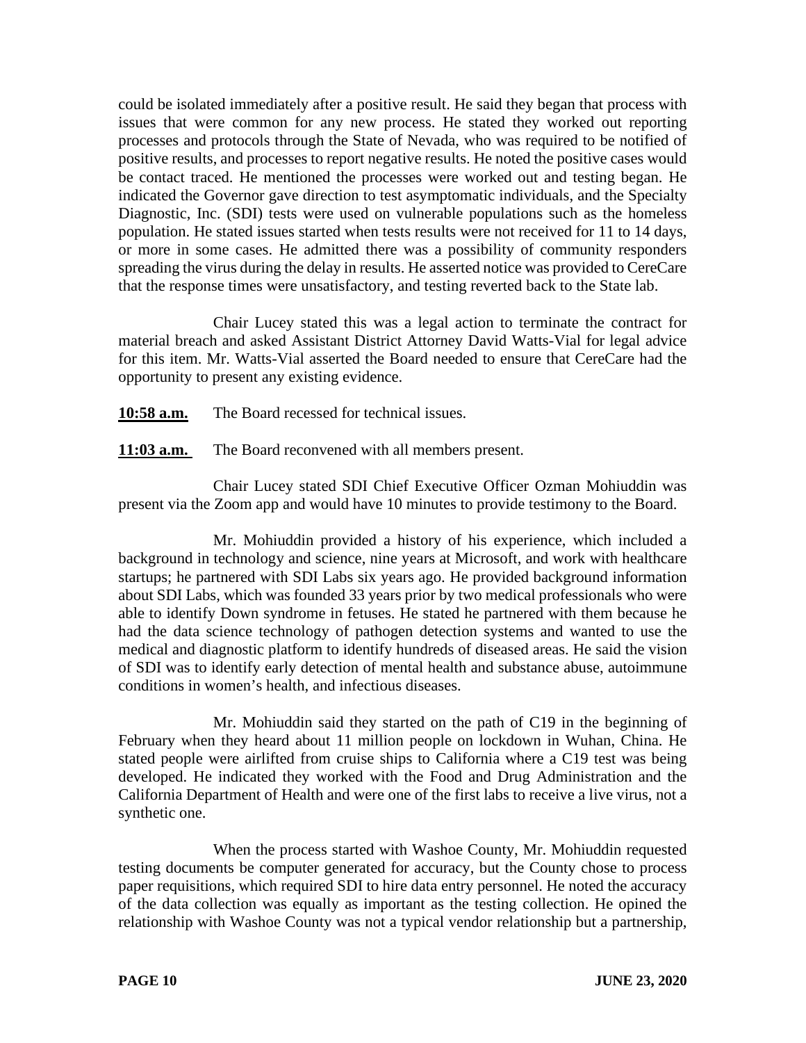could be isolated immediately after a positive result. He said they began that process with issues that were common for any new process. He stated they worked out reporting processes and protocols through the State of Nevada, who was required to be notified of positive results, and processes to report negative results. He noted the positive cases would be contact traced. He mentioned the processes were worked out and testing began. He indicated the Governor gave direction to test asymptomatic individuals, and the Specialty Diagnostic, Inc. (SDI) tests were used on vulnerable populations such as the homeless population. He stated issues started when tests results were not received for 11 to 14 days, or more in some cases. He admitted there was a possibility of community responders spreading the virus during the delay in results. He asserted notice was provided to CereCare that the response times were unsatisfactory, and testing reverted back to the State lab.

Chair Lucey stated this was a legal action to terminate the contract for material breach and asked Assistant District Attorney David Watts-Vial for legal advice for this item. Mr. Watts-Vial asserted the Board needed to ensure that CereCare had the opportunity to present any existing evidence.

**10:58 a.m.** The Board recessed for technical issues.

**11:03 a.m.** The Board reconvened with all members present.

Chair Lucey stated SDI Chief Executive Officer Ozman Mohiuddin was present via the Zoom app and would have 10 minutes to provide testimony to the Board.

Mr. Mohiuddin provided a history of his experience, which included a background in technology and science, nine years at Microsoft, and work with healthcare startups; he partnered with SDI Labs six years ago. He provided background information about SDI Labs, which was founded 33 years prior by two medical professionals who were able to identify Down syndrome in fetuses. He stated he partnered with them because he had the data science technology of pathogen detection systems and wanted to use the medical and diagnostic platform to identify hundreds of diseased areas. He said the vision of SDI was to identify early detection of mental health and substance abuse, autoimmune conditions in women's health, and infectious diseases.

Mr. Mohiuddin said they started on the path of C19 in the beginning of February when they heard about 11 million people on lockdown in Wuhan, China. He stated people were airlifted from cruise ships to California where a C19 test was being developed. He indicated they worked with the Food and Drug Administration and the California Department of Health and were one of the first labs to receive a live virus, not a synthetic one.

When the process started with Washoe County, Mr. Mohiuddin requested testing documents be computer generated for accuracy, but the County chose to process paper requisitions, which required SDI to hire data entry personnel. He noted the accuracy of the data collection was equally as important as the testing collection. He opined the relationship with Washoe County was not a typical vendor relationship but a partnership,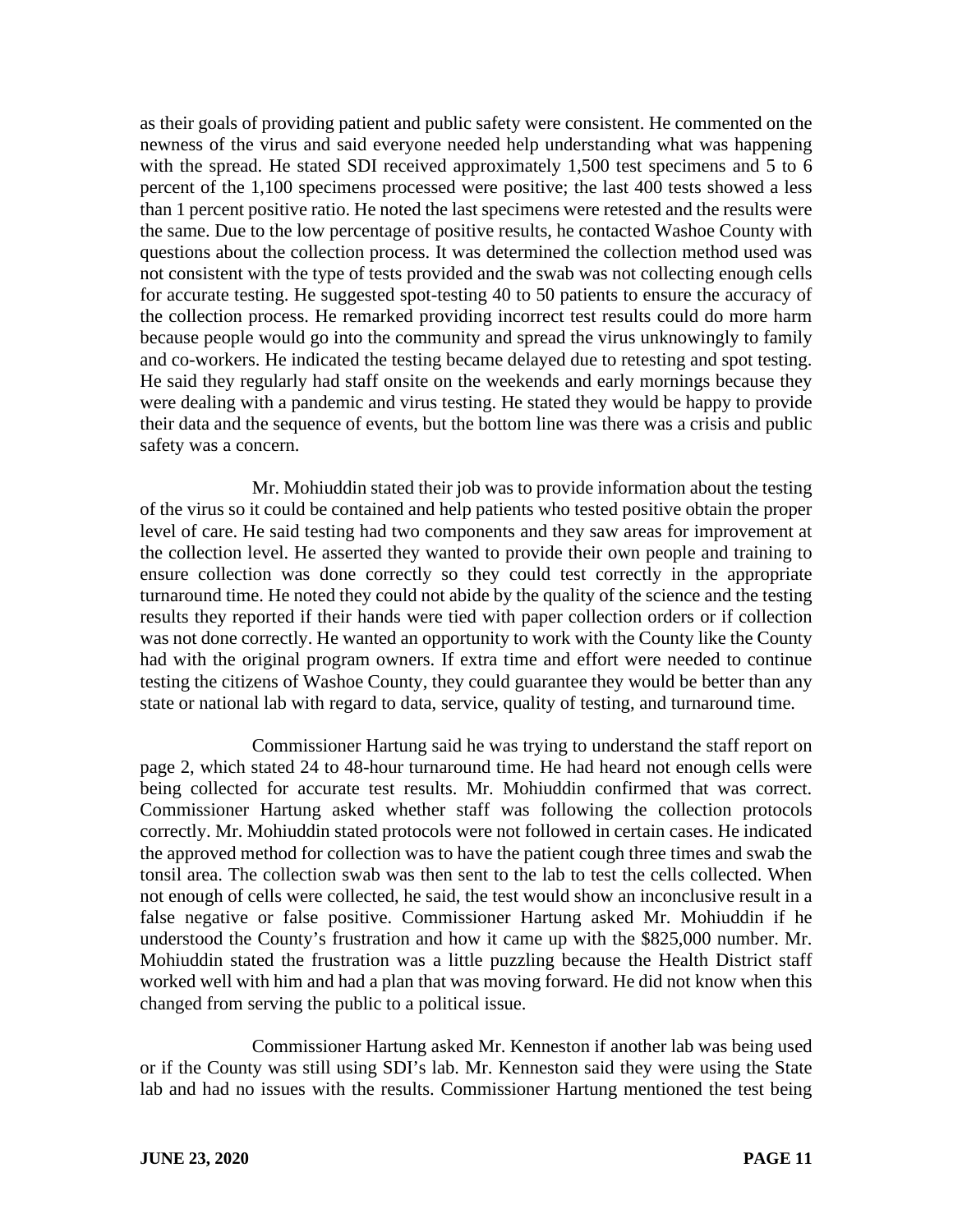as their goals of providing patient and public safety were consistent. He commented on the newness of the virus and said everyone needed help understanding what was happening with the spread. He stated SDI received approximately 1,500 test specimens and 5 to 6 percent of the 1,100 specimens processed were positive; the last 400 tests showed a less than 1 percent positive ratio. He noted the last specimens were retested and the results were the same. Due to the low percentage of positive results, he contacted Washoe County with questions about the collection process. It was determined the collection method used was not consistent with the type of tests provided and the swab was not collecting enough cells for accurate testing. He suggested spot-testing 40 to 50 patients to ensure the accuracy of the collection process. He remarked providing incorrect test results could do more harm because people would go into the community and spread the virus unknowingly to family and co-workers. He indicated the testing became delayed due to retesting and spot testing. He said they regularly had staff onsite on the weekends and early mornings because they were dealing with a pandemic and virus testing. He stated they would be happy to provide their data and the sequence of events, but the bottom line was there was a crisis and public safety was a concern.

Mr. Mohiuddin stated their job was to provide information about the testing of the virus so it could be contained and help patients who tested positive obtain the proper level of care. He said testing had two components and they saw areas for improvement at the collection level. He asserted they wanted to provide their own people and training to ensure collection was done correctly so they could test correctly in the appropriate turnaround time. He noted they could not abide by the quality of the science and the testing results they reported if their hands were tied with paper collection orders or if collection was not done correctly. He wanted an opportunity to work with the County like the County had with the original program owners. If extra time and effort were needed to continue testing the citizens of Washoe County, they could guarantee they would be better than any state or national lab with regard to data, service, quality of testing, and turnaround time.

Commissioner Hartung said he was trying to understand the staff report on page 2, which stated 24 to 48-hour turnaround time. He had heard not enough cells were being collected for accurate test results. Mr. Mohiuddin confirmed that was correct. Commissioner Hartung asked whether staff was following the collection protocols correctly. Mr. Mohiuddin stated protocols were not followed in certain cases. He indicated the approved method for collection was to have the patient cough three times and swab the tonsil area. The collection swab was then sent to the lab to test the cells collected. When not enough of cells were collected, he said, the test would show an inconclusive result in a false negative or false positive. Commissioner Hartung asked Mr. Mohiuddin if he understood the County's frustration and how it came up with the $825,000 number. Mr. Mohiuddin stated the frustration was a little puzzling because the Health District staff worked well with him and had a plan that was moving forward. He did not know when this changed from serving the public to a political issue.

Commissioner Hartung asked Mr. Kenneston if another lab was being used or if the County was still using SDI's lab. Mr. Kenneston said they were using the State lab and had no issues with the results. Commissioner Hartung mentioned the test being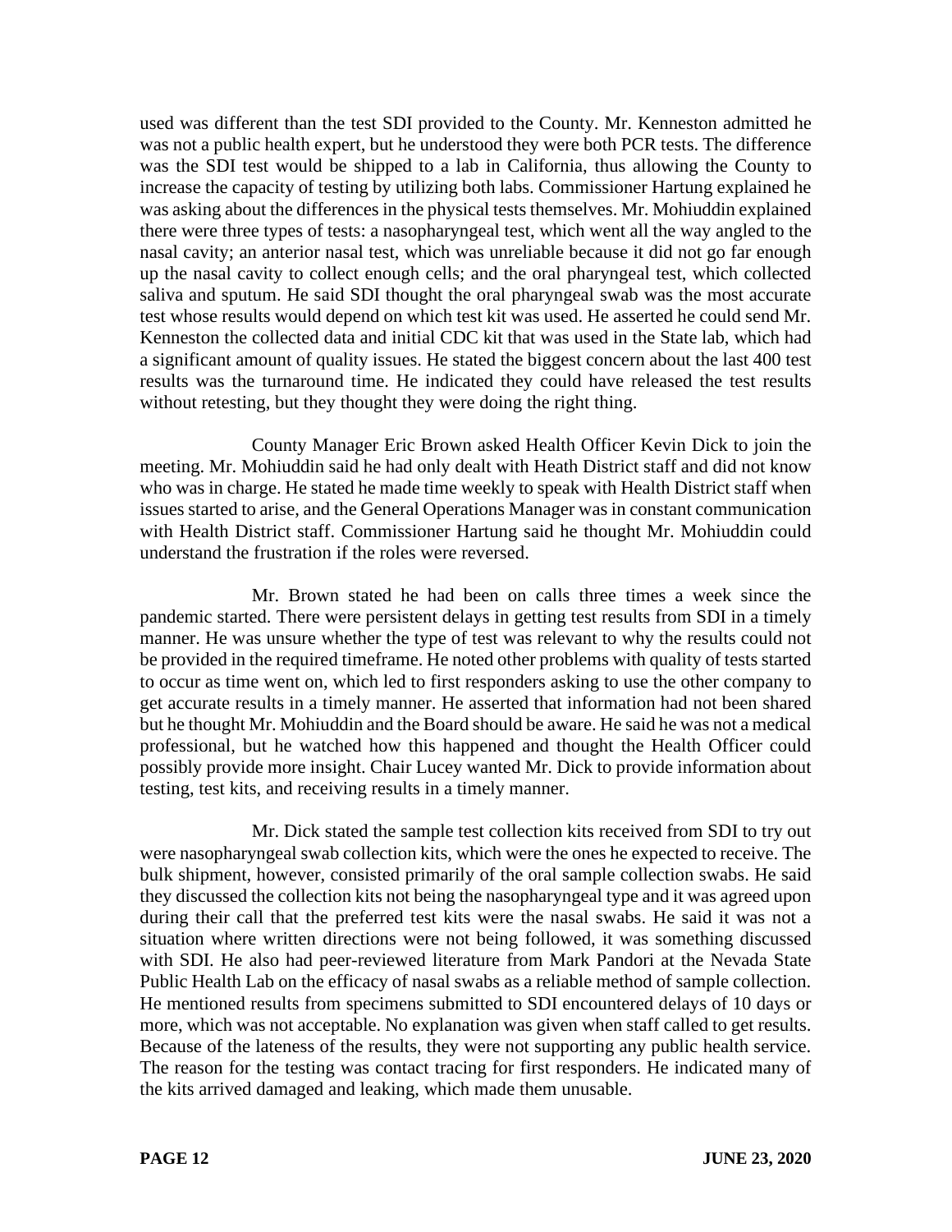used was different than the test SDI provided to the County. Mr. Kenneston admitted he was not a public health expert, but he understood they were both PCR tests. The difference was the SDI test would be shipped to a lab in California, thus allowing the County to increase the capacity of testing by utilizing both labs. Commissioner Hartung explained he was asking about the differences in the physical tests themselves. Mr. Mohiuddin explained there were three types of tests: a nasopharyngeal test, which went all the way angled to the nasal cavity; an anterior nasal test, which was unreliable because it did not go far enough up the nasal cavity to collect enough cells; and the oral pharyngeal test, which collected saliva and sputum. He said SDI thought the oral pharyngeal swab was the most accurate test whose results would depend on which test kit was used. He asserted he could send Mr. Kenneston the collected data and initial CDC kit that was used in the State lab, which had a significant amount of quality issues. He stated the biggest concern about the last 400 test results was the turnaround time. He indicated they could have released the test results without retesting, but they thought they were doing the right thing.

County Manager Eric Brown asked Health Officer Kevin Dick to join the meeting. Mr. Mohiuddin said he had only dealt with Heath District staff and did not know who was in charge. He stated he made time weekly to speak with Health District staff when issues started to arise, and the General Operations Manager was in constant communication with Health District staff. Commissioner Hartung said he thought Mr. Mohiuddin could understand the frustration if the roles were reversed.

Mr. Brown stated he had been on calls three times a week since the pandemic started. There were persistent delays in getting test results from SDI in a timely manner. He was unsure whether the type of test was relevant to why the results could not be provided in the required timeframe. He noted other problems with quality of tests started to occur as time went on, which led to first responders asking to use the other company to get accurate results in a timely manner. He asserted that information had not been shared but he thought Mr. Mohiuddin and the Board should be aware. He said he was not a medical professional, but he watched how this happened and thought the Health Officer could possibly provide more insight. Chair Lucey wanted Mr. Dick to provide information about testing, test kits, and receiving results in a timely manner.

Mr. Dick stated the sample test collection kits received from SDI to try out were nasopharyngeal swab collection kits, which were the ones he expected to receive. The bulk shipment, however, consisted primarily of the oral sample collection swabs. He said they discussed the collection kits not being the nasopharyngeal type and it was agreed upon during their call that the preferred test kits were the nasal swabs. He said it was not a situation where written directions were not being followed, it was something discussed with SDI. He also had peer-reviewed literature from Mark Pandori at the Nevada State Public Health Lab on the efficacy of nasal swabs as a reliable method of sample collection. He mentioned results from specimens submitted to SDI encountered delays of 10 days or more, which was not acceptable. No explanation was given when staff called to get results. Because of the lateness of the results, they were not supporting any public health service. The reason for the testing was contact tracing for first responders. He indicated many of the kits arrived damaged and leaking, which made them unusable.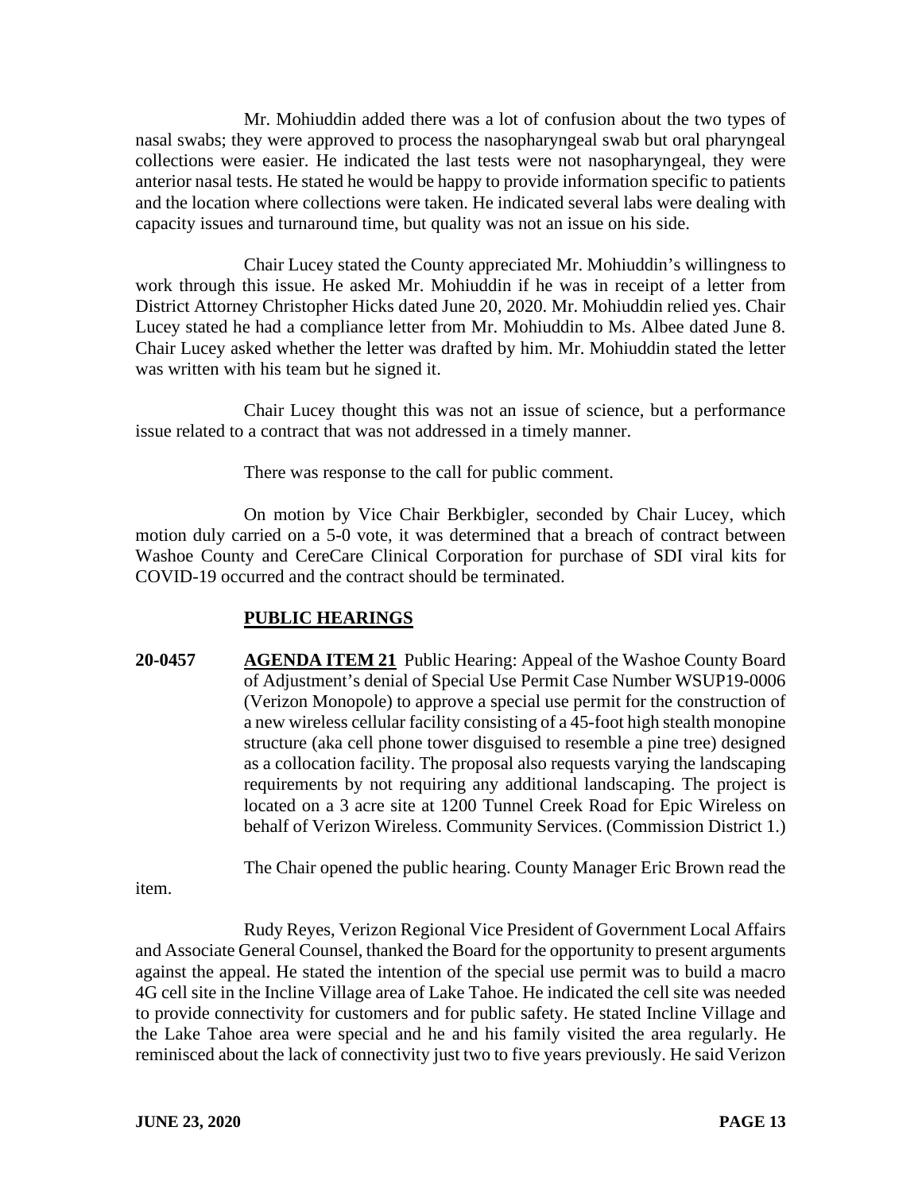Mr. Mohiuddin added there was a lot of confusion about the two types of nasal swabs; they were approved to process the nasopharyngeal swab but oral pharyngeal collections were easier. He indicated the last tests were not nasopharyngeal, they were anterior nasal tests. He stated he would be happy to provide information specific to patients and the location where collections were taken. He indicated several labs were dealing with capacity issues and turnaround time, but quality was not an issue on his side.

Chair Lucey stated the County appreciated Mr. Mohiuddin's willingness to work through this issue. He asked Mr. Mohiuddin if he was in receipt of a letter from District Attorney Christopher Hicks dated June 20, 2020. Mr. Mohiuddin relied yes. Chair Lucey stated he had a compliance letter from Mr. Mohiuddin to Ms. Albee dated June 8. Chair Lucey asked whether the letter was drafted by him. Mr. Mohiuddin stated the letter was written with his team but he signed it.

Chair Lucey thought this was not an issue of science, but a performance issue related to a contract that was not addressed in a timely manner.

There was response to the call for public comment.

On motion by Vice Chair Berkbigler, seconded by Chair Lucey, which motion duly carried on a 5-0 vote, it was determined that a breach of contract between Washoe County and CereCare Clinical Corporation for purchase of SDI viral kits for COVID-19 occurred and the contract should be terminated.

## PUBLIC HEARINGS

**20-0457** **AGENDA ITEM 21** Public Hearing: Appeal of the Washoe County Board of Adjustment's denial of Special Use Permit Case Number WSUP19-0006 (Verizon Monopole) to approve a special use permit for the construction of a new wireless cellular facility consisting of a 45-foot high stealth monopine structure (aka cell phone tower disguised to resemble a pine tree) designed as a collocation facility. The proposal also requests varying the landscaping requirements by not requiring any additional landscaping. The project is located on a 3 acre site at 1200 Tunnel Creek Road for Epic Wireless on behalf of Verizon Wireless. Community Services. (Commission District 1.)

The Chair opened the public hearing. County Manager Eric Brown read the item.

Rudy Reyes, Verizon Regional Vice President of Government Local Affairs and Associate General Counsel, thanked the Board for the opportunity to present arguments against the appeal. He stated the intention of the special use permit was to build a macro 4G cell site in the Incline Village area of Lake Tahoe. He indicated the cell site was needed to provide connectivity for customers and for public safety. He stated Incline Village and the Lake Tahoe area were special and he and his family visited the area regularly. He reminisced about the lack of connectivity just two to five years previously. He said Verizon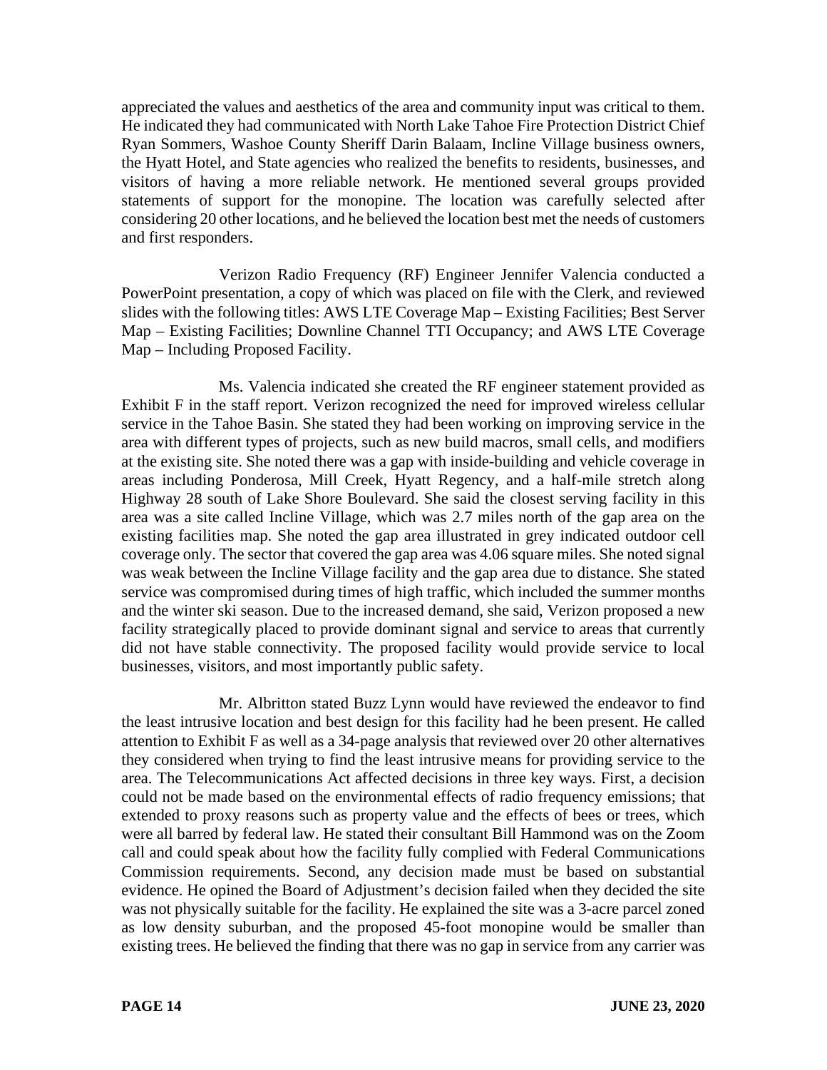appreciated the values and aesthetics of the area and community input was critical to them. He indicated they had communicated with North Lake Tahoe Fire Protection District Chief Ryan Sommers, Washoe County Sheriff Darin Balaam, Incline Village business owners, the Hyatt Hotel, and State agencies who realized the benefits to residents, businesses, and visitors of having a more reliable network. He mentioned several groups provided statements of support for the monopine. The location was carefully selected after considering 20 other locations, and he believed the location best met the needs of customers and first responders.

Verizon Radio Frequency (RF) Engineer Jennifer Valencia conducted a PowerPoint presentation, a copy of which was placed on file with the Clerk, and reviewed slides with the following titles: AWS LTE Coverage Map – Existing Facilities; Best Server Map – Existing Facilities; Downline Channel TTI Occupancy; and AWS LTE Coverage Map – Including Proposed Facility.

Ms. Valencia indicated she created the RF engineer statement provided as Exhibit F in the staff report. Verizon recognized the need for improved wireless cellular service in the Tahoe Basin. She stated they had been working on improving service in the area with different types of projects, such as new build macros, small cells, and modifiers at the existing site. She noted there was a gap with inside-building and vehicle coverage in areas including Ponderosa, Mill Creek, Hyatt Regency, and a half-mile stretch along Highway 28 south of Lake Shore Boulevard. She said the closest serving facility in this area was a site called Incline Village, which was 2.7 miles north of the gap area on the existing facilities map. She noted the gap area illustrated in grey indicated outdoor cell coverage only. The sector that covered the gap area was 4.06 square miles. She noted signal was weak between the Incline Village facility and the gap area due to distance. She stated service was compromised during times of high traffic, which included the summer months and the winter ski season. Due to the increased demand, she said, Verizon proposed a new facility strategically placed to provide dominant signal and service to areas that currently did not have stable connectivity. The proposed facility would provide service to local businesses, visitors, and most importantly public safety.

Mr. Albritton stated Buzz Lynn would have reviewed the endeavor to find the least intrusive location and best design for this facility had he been present. He called attention to Exhibit F as well as a 34-page analysis that reviewed over 20 other alternatives they considered when trying to find the least intrusive means for providing service to the area. The Telecommunications Act affected decisions in three key ways. First, a decision could not be made based on the environmental effects of radio frequency emissions; that extended to proxy reasons such as property value and the effects of bees or trees, which were all barred by federal law. He stated their consultant Bill Hammond was on the Zoom call and could speak about how the facility fully complied with Federal Communications Commission requirements. Second, any decision made must be based on substantial evidence. He opined the Board of Adjustment's decision failed when they decided the site was not physically suitable for the facility. He explained the site was a 3-acre parcel zoned as low density suburban, and the proposed 45-foot monopine would be smaller than existing trees. He believed the finding that there was no gap in service from any carrier was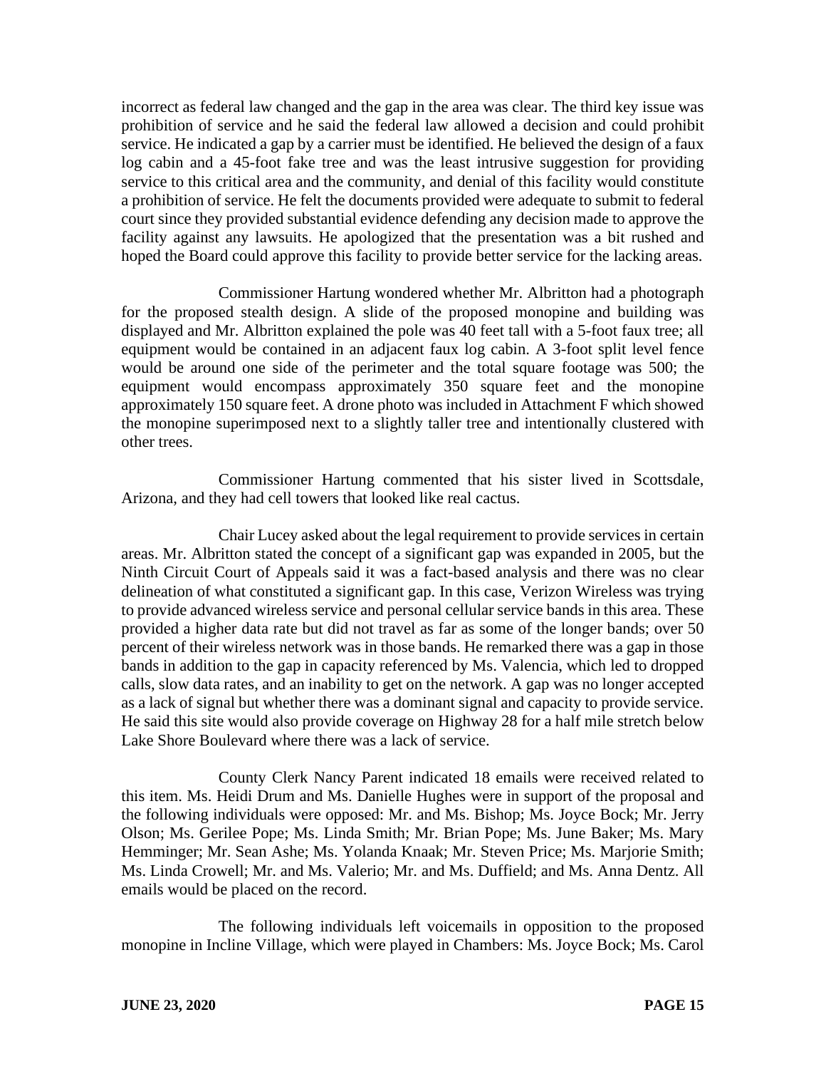incorrect as federal law changed and the gap in the area was clear. The third key issue was prohibition of service and he said the federal law allowed a decision and could prohibit service. He indicated a gap by a carrier must be identified. He believed the design of a faux log cabin and a 45-foot fake tree and was the least intrusive suggestion for providing service to this critical area and the community, and denial of this facility would constitute a prohibition of service. He felt the documents provided were adequate to submit to federal court since they provided substantial evidence defending any decision made to approve the facility against any lawsuits. He apologized that the presentation was a bit rushed and hoped the Board could approve this facility to provide better service for the lacking areas.

Commissioner Hartung wondered whether Mr. Albritton had a photograph for the proposed stealth design. A slide of the proposed monopine and building was displayed and Mr. Albritton explained the pole was 40 feet tall with a 5-foot faux tree; all equipment would be contained in an adjacent faux log cabin. A 3-foot split level fence would be around one side of the perimeter and the total square footage was 500; the equipment would encompass approximately 350 square feet and the monopine approximately 150 square feet. A drone photo was included in Attachment F which showed the monopine superimposed next to a slightly taller tree and intentionally clustered with other trees.

Commissioner Hartung commented that his sister lived in Scottsdale, Arizona, and they had cell towers that looked like real cactus.

Chair Lucey asked about the legal requirement to provide services in certain areas. Mr. Albritton stated the concept of a significant gap was expanded in 2005, but the Ninth Circuit Court of Appeals said it was a fact-based analysis and there was no clear delineation of what constituted a significant gap. In this case, Verizon Wireless was trying to provide advanced wireless service and personal cellular service bands in this area. These provided a higher data rate but did not travel as far as some of the longer bands; over 50 percent of their wireless network was in those bands. He remarked there was a gap in those bands in addition to the gap in capacity referenced by Ms. Valencia, which led to dropped calls, slow data rates, and an inability to get on the network. A gap was no longer accepted as a lack of signal but whether there was a dominant signal and capacity to provide service. He said this site would also provide coverage on Highway 28 for a half mile stretch below Lake Shore Boulevard where there was a lack of service.

County Clerk Nancy Parent indicated 18 emails were received related to this item. Ms. Heidi Drum and Ms. Danielle Hughes were in support of the proposal and the following individuals were opposed: Mr. and Ms. Bishop; Ms. Joyce Bock; Mr. Jerry Olson; Ms. Gerilee Pope; Ms. Linda Smith; Mr. Brian Pope; Ms. June Baker; Ms. Mary Hemminger; Mr. Sean Ashe; Ms. Yolanda Knaak; Mr. Steven Price; Ms. Marjorie Smith; Ms. Linda Crowell; Mr. and Ms. Valerio; Mr. and Ms. Duffield; and Ms. Anna Dentz. All emails would be placed on the record.

The following individuals left voicemails in opposition to the proposed monopine in Incline Village, which were played in Chambers: Ms. Joyce Bock; Ms. Carol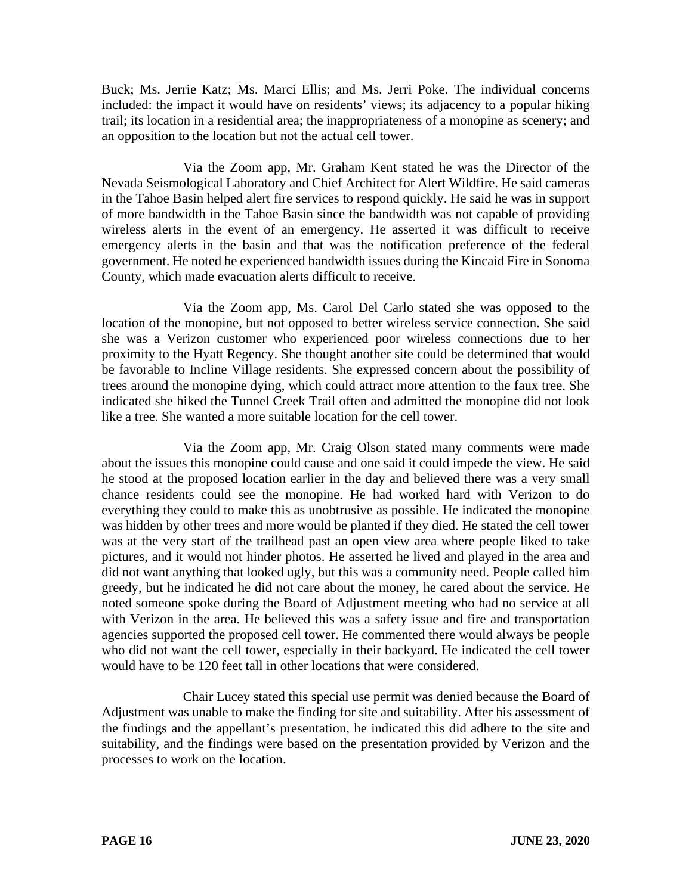Buck; Ms. Jerrie Katz; Ms. Marci Ellis; and Ms. Jerri Poke. The individual concerns included: the impact it would have on residents' views; its adjacency to a popular hiking trail; its location in a residential area; the inappropriateness of a monopine as scenery; and an opposition to the location but not the actual cell tower.

Via the Zoom app, Mr. Graham Kent stated he was the Director of the Nevada Seismological Laboratory and Chief Architect for Alert Wildfire. He said cameras in the Tahoe Basin helped alert fire services to respond quickly. He said he was in support of more bandwidth in the Tahoe Basin since the bandwidth was not capable of providing wireless alerts in the event of an emergency. He asserted it was difficult to receive emergency alerts in the basin and that was the notification preference of the federal government. He noted he experienced bandwidth issues during the Kincaid Fire in Sonoma County, which made evacuation alerts difficult to receive.

Via the Zoom app, Ms. Carol Del Carlo stated she was opposed to the location of the monopine, but not opposed to better wireless service connection. She said she was a Verizon customer who experienced poor wireless connections due to her proximity to the Hyatt Regency. She thought another site could be determined that would be favorable to Incline Village residents. She expressed concern about the possibility of trees around the monopine dying, which could attract more attention to the faux tree. She indicated she hiked the Tunnel Creek Trail often and admitted the monopine did not look like a tree. She wanted a more suitable location for the cell tower.

Via the Zoom app, Mr. Craig Olson stated many comments were made about the issues this monopine could cause and one said it could impede the view. He said he stood at the proposed location earlier in the day and believed there was a very small chance residents could see the monopine. He had worked hard with Verizon to do everything they could to make this as unobtrusive as possible. He indicated the monopine was hidden by other trees and more would be planted if they died. He stated the cell tower was at the very start of the trailhead past an open view area where people liked to take pictures, and it would not hinder photos. He asserted he lived and played in the area and did not want anything that looked ugly, but this was a community need. People called him greedy, but he indicated he did not care about the money, he cared about the service. He noted someone spoke during the Board of Adjustment meeting who had no service at all with Verizon in the area. He believed this was a safety issue and fire and transportation agencies supported the proposed cell tower. He commented there would always be people who did not want the cell tower, especially in their backyard. He indicated the cell tower would have to be 120 feet tall in other locations that were considered.

Chair Lucey stated this special use permit was denied because the Board of Adjustment was unable to make the finding for site and suitability. After his assessment of the findings and the appellant's presentation, he indicated this did adhere to the site and suitability, and the findings were based on the presentation provided by Verizon and the processes to work on the location.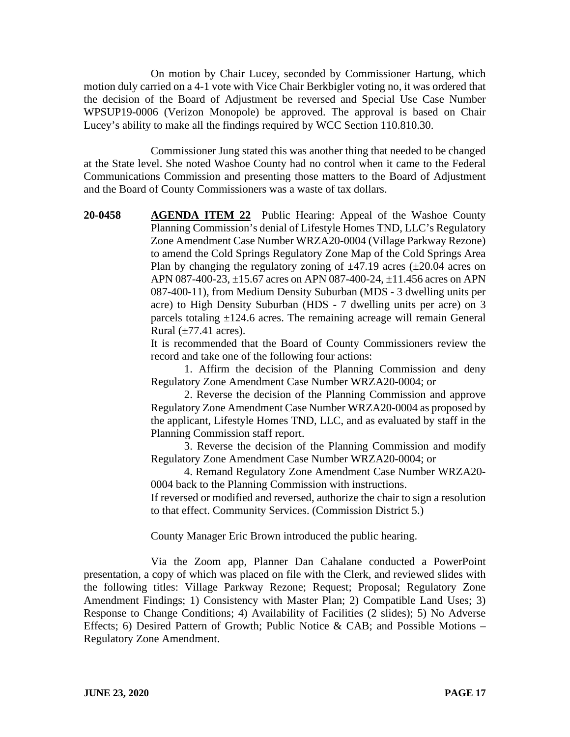On motion by Chair Lucey, seconded by Commissioner Hartung, which motion duly carried on a 4-1 vote with Vice Chair Berkbigler voting no, it was ordered that the decision of the Board of Adjustment be reversed and Special Use Case Number WPSUP19-0006 (Verizon Monopole) be approved. The approval is based on Chair Lucey's ability to make all the findings required by WCC Section 110.810.30.

Commissioner Jung stated this was another thing that needed to be changed at the State level. She noted Washoe County had no control when it came to the Federal Communications Commission and presenting those matters to the Board of Adjustment and the Board of County Commissioners was a waste of tax dollars.

**20-0458** **AGENDA ITEM 22** Public Hearing: Appeal of the Washoe County Planning Commission's denial of Lifestyle Homes TND, LLC's Regulatory Zone Amendment Case Number WRZA20-0004 (Village Parkway Rezone) to amend the Cold Springs Regulatory Zone Map of the Cold Springs Area Plan by changing the regulatory zoning of ±47.19 acres (±20.04 acres on APN 087-400-23, ±15.67 acres on APN 087-400-24, ±11.456 acres on APN 087-400-11), from Medium Density Suburban (MDS - 3 dwelling units per acre) to High Density Suburban (HDS - 7 dwelling units per acre) on 3 parcels totaling ±124.6 acres. The remaining acreage will remain General Rural (±77.41 acres).

It is recommended that the Board of County Commissioners review the record and take one of the following four actions:

1. Affirm the decision of the Planning Commission and deny Regulatory Zone Amendment Case Number WRZA20-0004; or
2. Reverse the decision of the Planning Commission and approve Regulatory Zone Amendment Case Number WRZA20-0004 as proposed by the applicant, Lifestyle Homes TND, LLC, and as evaluated by staff in the Planning Commission staff report.
3. Reverse the decision of the Planning Commission and modify Regulatory Zone Amendment Case Number WRZA20-0004; or
4. Remand Regulatory Zone Amendment Case Number WRZA20-0004 back to the Planning Commission with instructions.

If reversed or modified and reversed, authorize the chair to sign a resolution to that effect. Community Services. (Commission District 5.)

County Manager Eric Brown introduced the public hearing.

Via the Zoom app, Planner Dan Cahalane conducted a PowerPoint presentation, a copy of which was placed on file with the Clerk, and reviewed slides with the following titles: Village Parkway Rezone; Request; Proposal; Regulatory Zone Amendment Findings; 1) Consistency with Master Plan; 2) Compatible Land Uses; 3) Response to Change Conditions; 4) Availability of Facilities (2 slides); 5) No Adverse Effects; 6) Desired Pattern of Growth; Public Notice & CAB; and Possible Motions – Regulatory Zone Amendment.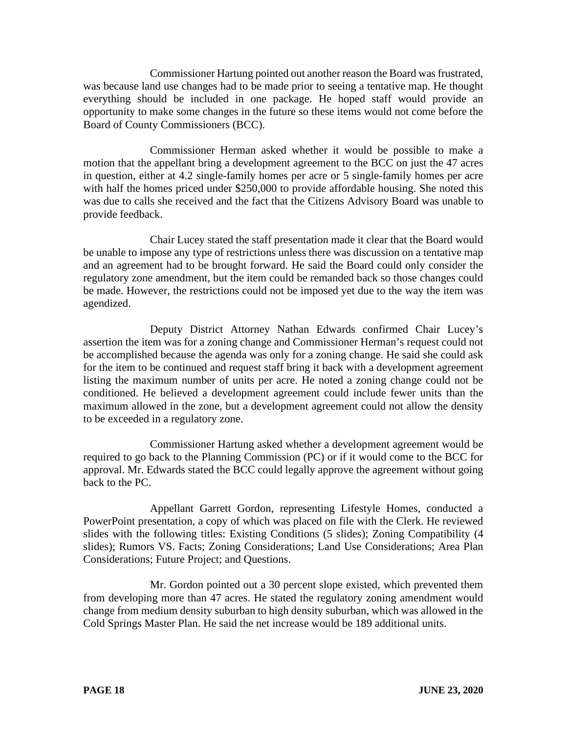Commissioner Hartung pointed out another reason the Board was frustrated, was because land use changes had to be made prior to seeing a tentative map. He thought everything should be included in one package. He hoped staff would provide an opportunity to make some changes in the future so these items would not come before the Board of County Commissioners (BCC).

Commissioner Herman asked whether it would be possible to make a motion that the appellant bring a development agreement to the BCC on just the 47 acres in question, either at 4.2 single-family homes per acre or 5 single-family homes per acre with half the homes priced under $250,000 to provide affordable housing. She noted this was due to calls she received and the fact that the Citizens Advisory Board was unable to provide feedback.

Chair Lucey stated the staff presentation made it clear that the Board would be unable to impose any type of restrictions unless there was discussion on a tentative map and an agreement had to be brought forward. He said the Board could only consider the regulatory zone amendment, but the item could be remanded back so those changes could be made. However, the restrictions could not be imposed yet due to the way the item was agendized.

Deputy District Attorney Nathan Edwards confirmed Chair Lucey's assertion the item was for a zoning change and Commissioner Herman's request could not be accomplished because the agenda was only for a zoning change. He said she could ask for the item to be continued and request staff bring it back with a development agreement listing the maximum number of units per acre. He noted a zoning change could not be conditioned. He believed a development agreement could include fewer units than the maximum allowed in the zone, but a development agreement could not allow the density to be exceeded in a regulatory zone.

Commissioner Hartung asked whether a development agreement would be required to go back to the Planning Commission (PC) or if it would come to the BCC for approval. Mr. Edwards stated the BCC could legally approve the agreement without going back to the PC.

Appellant Garrett Gordon, representing Lifestyle Homes, conducted a PowerPoint presentation, a copy of which was placed on file with the Clerk. He reviewed slides with the following titles: Existing Conditions (5 slides); Zoning Compatibility (4 slides); Rumors VS. Facts; Zoning Considerations; Land Use Considerations; Area Plan Considerations; Future Project; and Questions.

Mr. Gordon pointed out a 30 percent slope existed, which prevented them from developing more than 47 acres. He stated the regulatory zoning amendment would change from medium density suburban to high density suburban, which was allowed in the Cold Springs Master Plan. He said the net increase would be 189 additional units.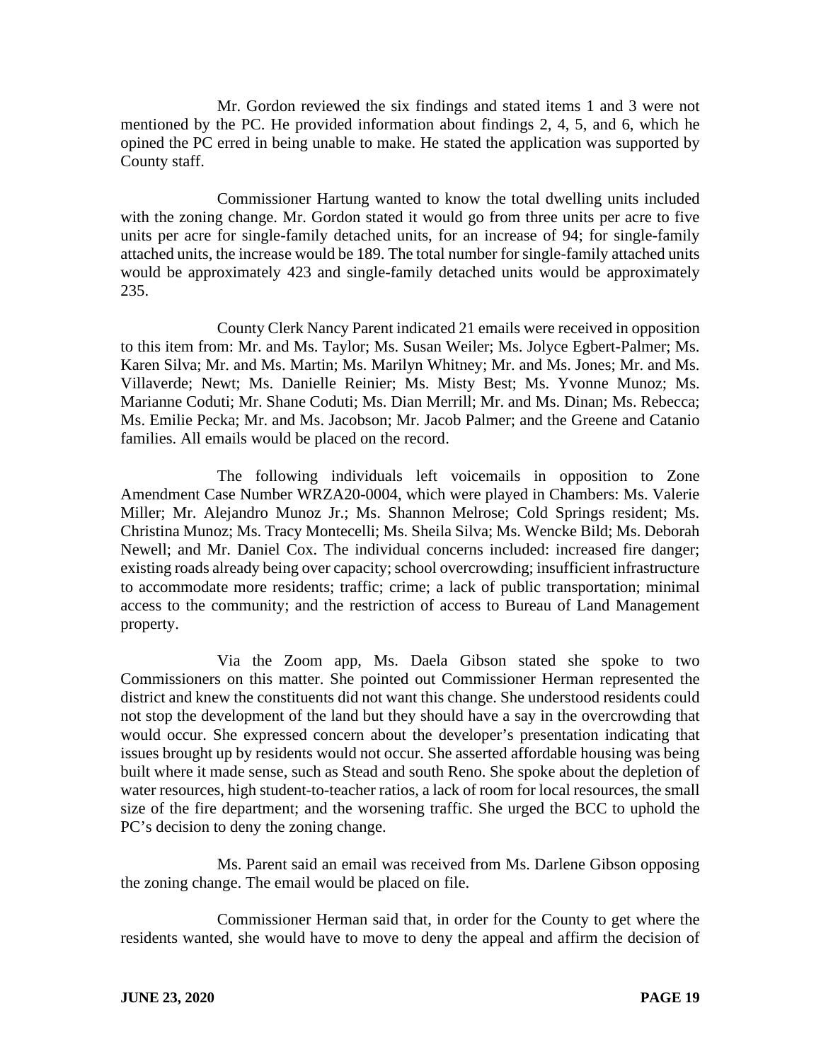Mr. Gordon reviewed the six findings and stated items 1 and 3 were not mentioned by the PC. He provided information about findings 2, 4, 5, and 6, which he opined the PC erred in being unable to make. He stated the application was supported by County staff.

Commissioner Hartung wanted to know the total dwelling units included with the zoning change. Mr. Gordon stated it would go from three units per acre to five units per acre for single-family detached units, for an increase of 94; for single-family attached units, the increase would be 189. The total number for single-family attached units would be approximately 423 and single-family detached units would be approximately 235.

County Clerk Nancy Parent indicated 21 emails were received in opposition to this item from: Mr. and Ms. Taylor; Ms. Susan Weiler; Ms. Jolyce Egbert-Palmer; Ms. Karen Silva; Mr. and Ms. Martin; Ms. Marilyn Whitney; Mr. and Ms. Jones; Mr. and Ms. Villaverde; Newt; Ms. Danielle Reinier; Ms. Misty Best; Ms. Yvonne Munoz; Ms. Marianne Coduti; Mr. Shane Coduti; Ms. Dian Merrill; Mr. and Ms. Dinan; Ms. Rebecca; Ms. Emilie Pecka; Mr. and Ms. Jacobson; Mr. Jacob Palmer; and the Greene and Catanio families. All emails would be placed on the record.

The following individuals left voicemails in opposition to Zone Amendment Case Number WRZA20-0004, which were played in Chambers: Ms. Valerie Miller; Mr. Alejandro Munoz Jr.; Ms. Shannon Melrose; Cold Springs resident; Ms. Christina Munoz; Ms. Tracy Montecelli; Ms. Sheila Silva; Ms. Wencke Bild; Ms. Deborah Newell; and Mr. Daniel Cox. The individual concerns included: increased fire danger; existing roads already being over capacity; school overcrowding; insufficient infrastructure to accommodate more residents; traffic; crime; a lack of public transportation; minimal access to the community; and the restriction of access to Bureau of Land Management property.

Via the Zoom app, Ms. Daela Gibson stated she spoke to two Commissioners on this matter. She pointed out Commissioner Herman represented the district and knew the constituents did not want this change. She understood residents could not stop the development of the land but they should have a say in the overcrowding that would occur. She expressed concern about the developer's presentation indicating that issues brought up by residents would not occur. She asserted affordable housing was being built where it made sense, such as Stead and south Reno. She spoke about the depletion of water resources, high student-to-teacher ratios, a lack of room for local resources, the small size of the fire department; and the worsening traffic. She urged the BCC to uphold the PC's decision to deny the zoning change.

Ms. Parent said an email was received from Ms. Darlene Gibson opposing the zoning change. The email would be placed on file.

Commissioner Herman said that, in order for the County to get where the residents wanted, she would have to move to deny the appeal and affirm the decision of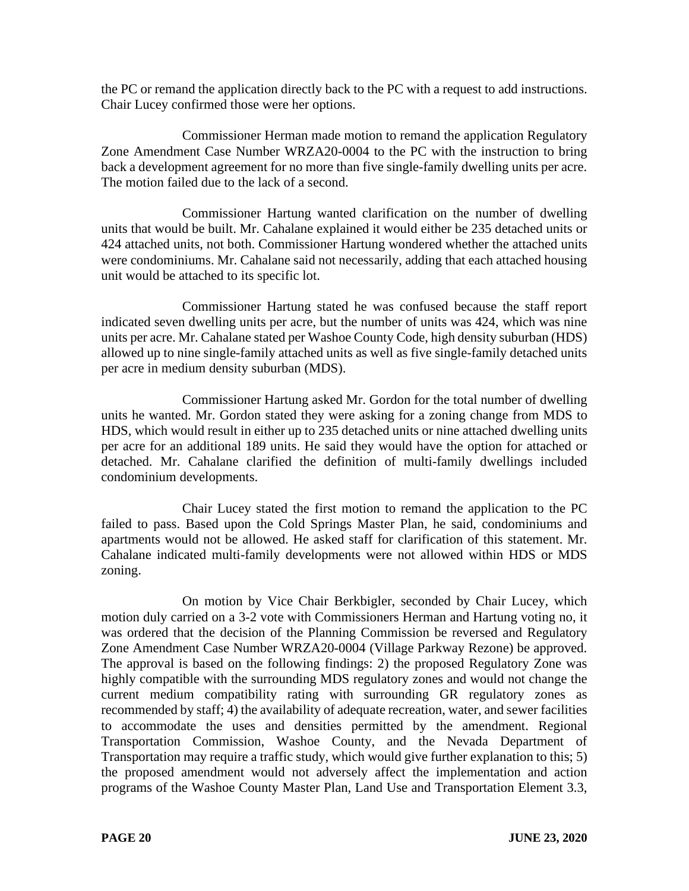the PC or remand the application directly back to the PC with a request to add instructions. Chair Lucey confirmed those were her options.

Commissioner Herman made motion to remand the application Regulatory Zone Amendment Case Number WRZA20-0004 to the PC with the instruction to bring back a development agreement for no more than five single-family dwelling units per acre. The motion failed due to the lack of a second.

Commissioner Hartung wanted clarification on the number of dwelling units that would be built. Mr. Cahalane explained it would either be 235 detached units or 424 attached units, not both. Commissioner Hartung wondered whether the attached units were condominiums. Mr. Cahalane said not necessarily, adding that each attached housing unit would be attached to its specific lot.

Commissioner Hartung stated he was confused because the staff report indicated seven dwelling units per acre, but the number of units was 424, which was nine units per acre. Mr. Cahalane stated per Washoe County Code, high density suburban (HDS) allowed up to nine single-family attached units as well as five single-family detached units per acre in medium density suburban (MDS).

Commissioner Hartung asked Mr. Gordon for the total number of dwelling units he wanted. Mr. Gordon stated they were asking for a zoning change from MDS to HDS, which would result in either up to 235 detached units or nine attached dwelling units per acre for an additional 189 units. He said they would have the option for attached or detached. Mr. Cahalane clarified the definition of multi-family dwellings included condominium developments.

Chair Lucey stated the first motion to remand the application to the PC failed to pass. Based upon the Cold Springs Master Plan, he said, condominiums and apartments would not be allowed. He asked staff for clarification of this statement. Mr. Cahalane indicated multi-family developments were not allowed within HDS or MDS zoning.

On motion by Vice Chair Berkbigler, seconded by Chair Lucey, which motion duly carried on a 3-2 vote with Commissioners Herman and Hartung voting no, it was ordered that the decision of the Planning Commission be reversed and Regulatory Zone Amendment Case Number WRZA20-0004 (Village Parkway Rezone) be approved. The approval is based on the following findings: 2) the proposed Regulatory Zone was highly compatible with the surrounding MDS regulatory zones and would not change the current medium compatibility rating with surrounding GR regulatory zones as recommended by staff; 4) the availability of adequate recreation, water, and sewer facilities to accommodate the uses and densities permitted by the amendment. Regional Transportation Commission, Washoe County, and the Nevada Department of Transportation may require a traffic study, which would give further explanation to this; 5) the proposed amendment would not adversely affect the implementation and action programs of the Washoe County Master Plan, Land Use and Transportation Element 3.3,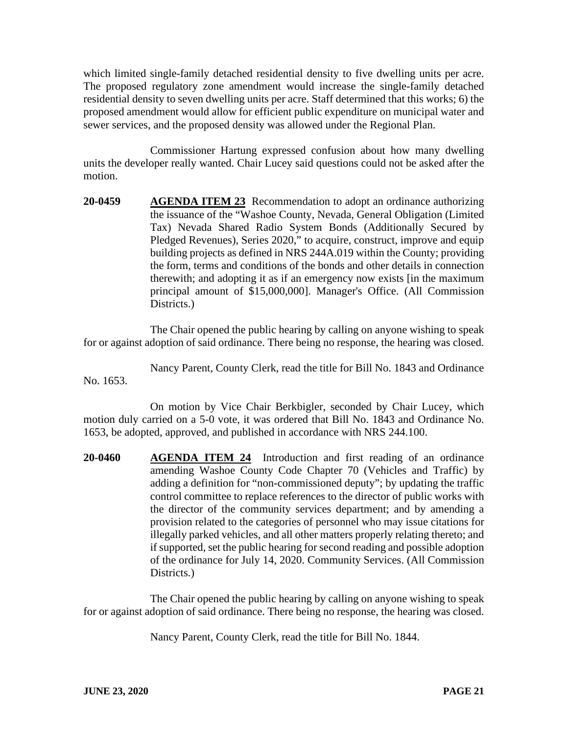which limited single-family detached residential density to five dwelling units per acre. The proposed regulatory zone amendment would increase the single-family detached residential density to seven dwelling units per acre. Staff determined that this works; 6) the proposed amendment would allow for efficient public expenditure on municipal water and sewer services, and the proposed density was allowed under the Regional Plan.

Commissioner Hartung expressed confusion about how many dwelling units the developer really wanted. Chair Lucey said questions could not be asked after the motion.

**20-0459** **AGENDA ITEM 23** Recommendation to adopt an ordinance authorizing the issuance of the "Washoe County, Nevada, General Obligation (Limited Tax) Nevada Shared Radio System Bonds (Additionally Secured by Pledged Revenues), Series 2020," to acquire, construct, improve and equip building projects as defined in NRS 244A.019 within the County; providing the form, terms and conditions of the bonds and other details in connection therewith; and adopting it as if an emergency now exists [in the maximum principal amount of $15,000,000]. Manager's Office. (All Commission Districts.)

The Chair opened the public hearing by calling on anyone wishing to speak for or against adoption of said ordinance. There being no response, the hearing was closed.

Nancy Parent, County Clerk, read the title for Bill No. 1843 and Ordinance No. 1653.

On motion by Vice Chair Berkbigler, seconded by Chair Lucey, which motion duly carried on a 5-0 vote, it was ordered that Bill No. 1843 and Ordinance No. 1653, be adopted, approved, and published in accordance with NRS 244.100.

**20-0460** **AGENDA ITEM 24** Introduction and first reading of an ordinance amending Washoe County Code Chapter 70 (Vehicles and Traffic) by adding a definition for "non-commissioned deputy"; by updating the traffic control committee to replace references to the director of public works with the director of the community services department; and by amending a provision related to the categories of personnel who may issue citations for illegally parked vehicles, and all other matters properly relating thereto; and if supported, set the public hearing for second reading and possible adoption of the ordinance for July 14, 2020. Community Services. (All Commission Districts.)

The Chair opened the public hearing by calling on anyone wishing to speak for or against adoption of said ordinance. There being no response, the hearing was closed.

Nancy Parent, County Clerk, read the title for Bill No. 1844.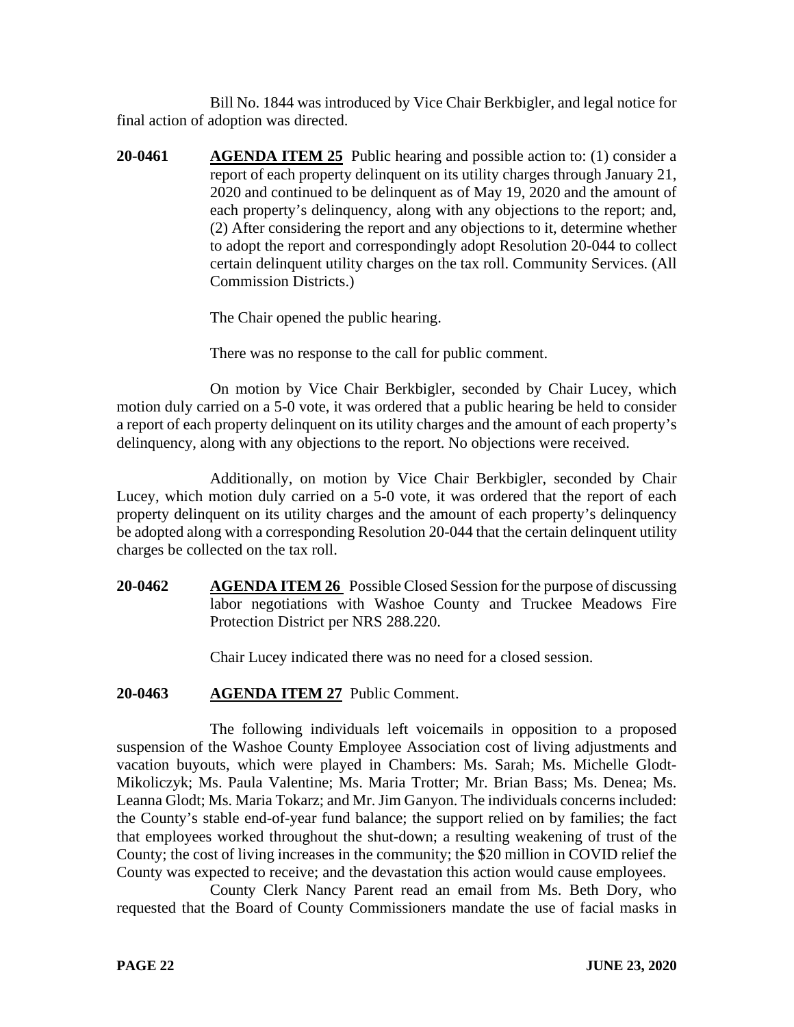Bill No. 1844 was introduced by Vice Chair Berkbigler, and legal notice for final action of adoption was directed.

**20-0461** **AGENDA ITEM 25** Public hearing and possible action to: (1) consider a report of each property delinquent on its utility charges through January 21, 2020 and continued to be delinquent as of May 19, 2020 and the amount of each property's delinquency, along with any objections to the report; and, (2) After considering the report and any objections to it, determine whether to adopt the report and correspondingly adopt Resolution 20-044 to collect certain delinquent utility charges on the tax roll. Community Services. (All Commission Districts.)

The Chair opened the public hearing.

There was no response to the call for public comment.

On motion by Vice Chair Berkbigler, seconded by Chair Lucey, which motion duly carried on a 5-0 vote, it was ordered that a public hearing be held to consider a report of each property delinquent on its utility charges and the amount of each property's delinquency, along with any objections to the report. No objections were received.

Additionally, on motion by Vice Chair Berkbigler, seconded by Chair Lucey, which motion duly carried on a 5-0 vote, it was ordered that the report of each property delinquent on its utility charges and the amount of each property's delinquency be adopted along with a corresponding Resolution 20-044 that the certain delinquent utility charges be collected on the tax roll.

**20-0462** **AGENDA ITEM 26** Possible Closed Session for the purpose of discussing labor negotiations with Washoe County and Truckee Meadows Fire Protection District per NRS 288.220.

Chair Lucey indicated there was no need for a closed session.

**20-0463** **AGENDA ITEM 27** Public Comment.

The following individuals left voicemails in opposition to a proposed suspension of the Washoe County Employee Association cost of living adjustments and vacation buyouts, which were played in Chambers: Ms. Sarah; Ms. Michelle Glodt-Mikoliczyk; Ms. Paula Valentine; Ms. Maria Trotter; Mr. Brian Bass; Ms. Denea; Ms. Leanna Glodt; Ms. Maria Tokarz; and Mr. Jim Ganyon. The individuals concerns included: the County's stable end-of-year fund balance; the support relied on by families; the fact that employees worked throughout the shut-down; a resulting weakening of trust of the County; the cost of living increases in the community; the $20 million in COVID relief the County was expected to receive; and the devastation this action would cause employees.

County Clerk Nancy Parent read an email from Ms. Beth Dory, who requested that the Board of County Commissioners mandate the use of facial masks in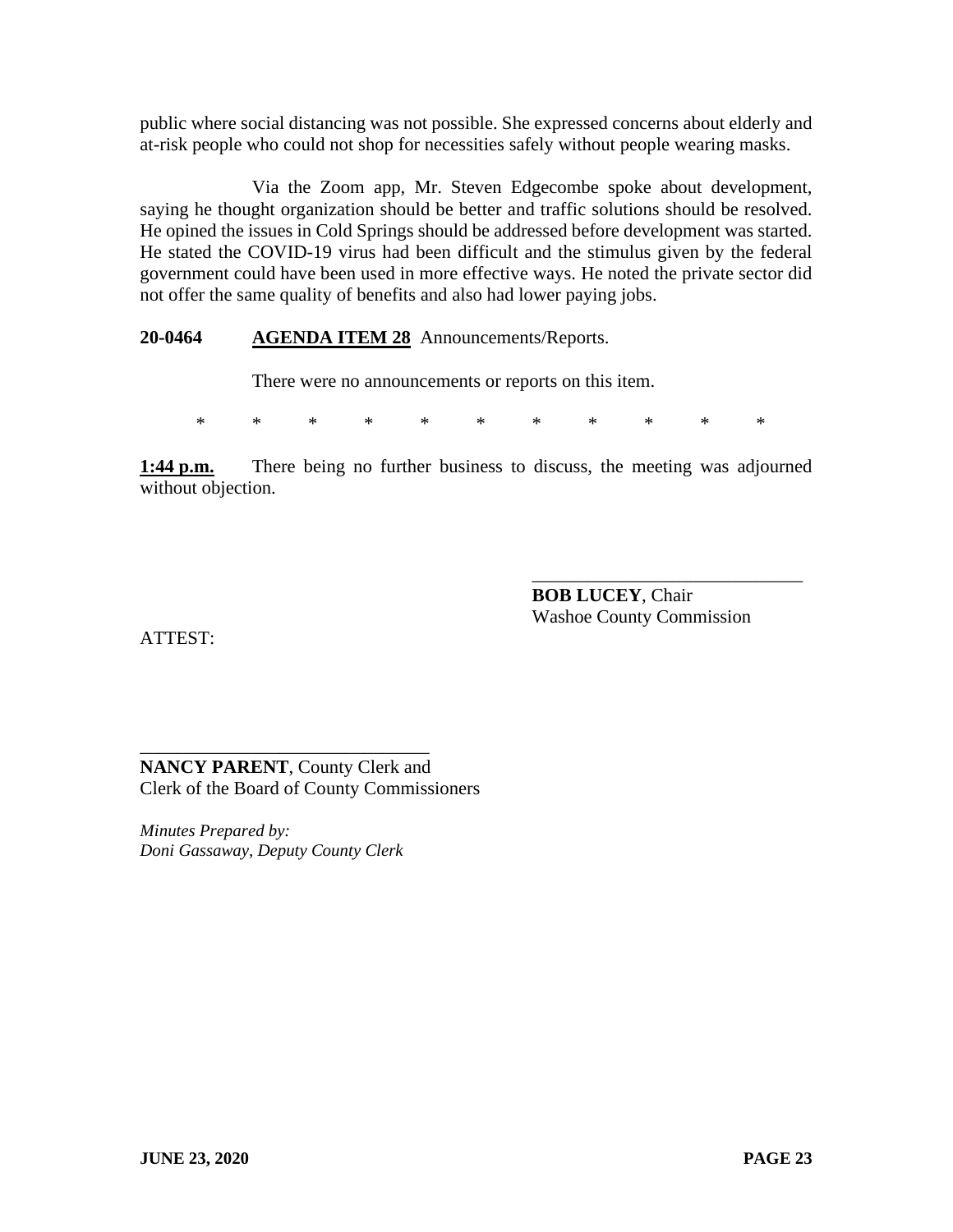public where social distancing was not possible. She expressed concerns about elderly and at-risk people who could not shop for necessities safely without people wearing masks.

Via the Zoom app, Mr. Steven Edgecombe spoke about development, saying he thought organization should be better and traffic solutions should be resolved. He opined the issues in Cold Springs should be addressed before development was started. He stated the COVID-19 virus had been difficult and the stimulus given by the federal government could have been used in more effective ways. He noted the private sector did not offer the same quality of benefits and also had lower paying jobs.

**20-0464** **AGENDA ITEM 28** Announcements/Reports.

There were no announcements or reports on this item.

\* \* \* \* \* \* \* \* \* \* \*

**1:44 p.m.** There being no further business to discuss, the meeting was adjourned without objection.

\_\_\_\_\_\_\_\_\_\_\_\_\_\_\_\_\_\_\_\_\_\_\_\_\_\_\_\_\_\_
**BOB LUCEY**, Chair
Washoe County Commission

ATTEST:

\_\_\_\_\_\_\_\_\_\_\_\_\_\_\_\_\_\_\_\_\_\_\_\_\_\_\_\_\_\_
**NANCY PARENT**, County Clerk and
Clerk of the Board of County Commissioners

*Minutes Prepared by:*
*Doni Gassaway, Deputy County Clerk*